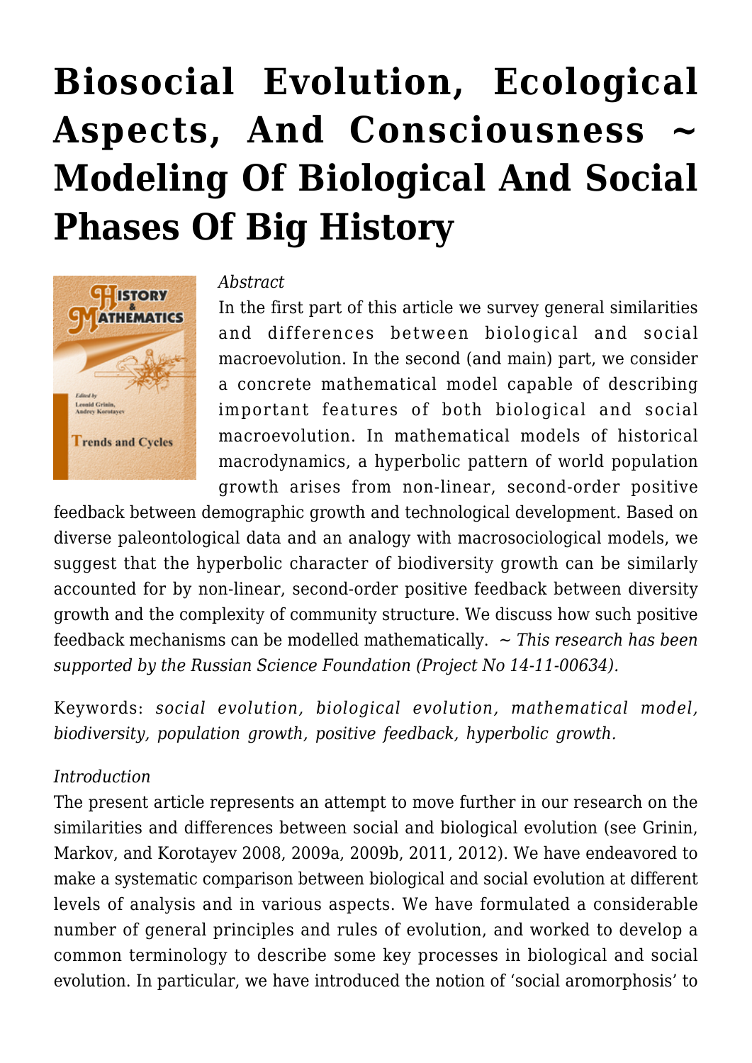# Biosocial Evolution, Ecological Aspects, And Consciousness ~ Modeling Of Biological And Social Phases Of Big History

*Abstract*

In the first part of this article we survey general similarities and differences between biological and social macroevolution. In the second (and main) part, we consider a concrete mathematical model capable of describing important features of both biological and social macroevolution. In mathematical models of historical macrodynamics, a hyperbolic pattern of world population growth arises from non-linear, second-order positive feedback between demographic growth and technological development. Based on diverse paleontological data and an analogy with macrosociological models, we suggest that the hyperbolic character of biodiversity growth can be similarly accounted for by non-linear, second-order positive feedback between diversity growth and the complexity of community structure. We discuss how such positive feedback mechanisms can be modelled mathematically. *~ This research has been supported by the Russian Science Foundation (Project No 14-11-00634).*

Keywords: *social evolution, biological evolution, mathematical model, biodiversity, population growth, positive feedback, hyperbolic growth.*

*Introduction*

The present article represents an attempt to move further in our research on the similarities and differences between social and biological evolution (see Grinin, Markov, and Korotayev 2008, 2009a, 2009b, 2011, 2012). We have endeavored to make a systematic comparison between biological and social evolution at different levels of analysis and in various aspects. We have formulated a considerable number of general principles and rules of evolution, and worked to develop a common terminology to describe some key processes in biological and social evolution. In particular, we have introduced the notion of 'social aromorphosis' to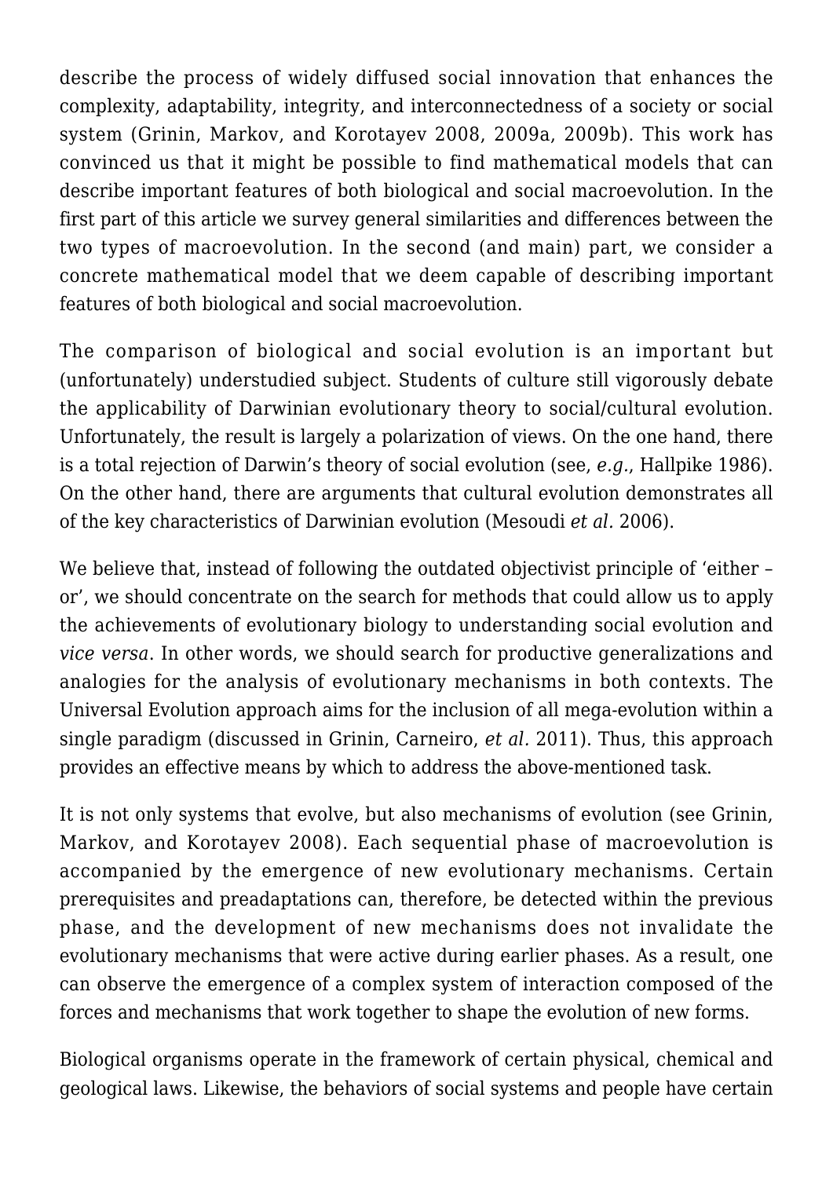describe the process of widely diffused social innovation that enhances the complexity, adaptability, integrity, and interconnectedness of a society or social system (Grinin, Markov, and Korotayev 2008, 2009a, 2009b). This work has convinced us that it might be possible to find mathematical models that can describe important features of both biological and social macroevolution. In the first part of this article we survey general similarities and differences between the two types of macroevolution. In the second (and main) part, we consider a concrete mathematical model that we deem capable of describing important features of both biological and social macroevolution.

The comparison of biological and social evolution is an important but (unfortunately) understudied subject. Students of culture still vigorously debate the applicability of Darwinian evolutionary theory to social/cultural evolution. Unfortunately, the result is largely a polarization of views. On the one hand, there is a total rejection of Darwin's theory of social evolution (see, *e.g.*, Hallpike 1986). On the other hand, there are arguments that cultural evolution demonstrates all of the key characteristics of Darwinian evolution (Mesoudi *et al.* 2006).

We believe that, instead of following the outdated objectivist principle of 'either – or', we should concentrate on the search for methods that could allow us to apply the achievements of evolutionary biology to understanding social evolution and *vice versa*. In other words, we should search for productive generalizations and analogies for the analysis of evolutionary mechanisms in both contexts. The Universal Evolution approach aims for the inclusion of all mega-evolution within a single paradigm (discussed in Grinin, Carneiro, *et al.* 2011). Thus, this approach provides an effective means by which to address the above-mentioned task.

It is not only systems that evolve, but also mechanisms of evolution (see Grinin, Markov, and Korotayev 2008). Each sequential phase of macroevolution is accompanied by the emergence of new evolutionary mechanisms. Certain prerequisites and preadaptations can, therefore, be detected within the previous phase, and the development of new mechanisms does not invalidate the evolutionary mechanisms that were active during earlier phases. As a result, one can observe the emergence of a complex system of interaction composed of the forces and mechanisms that work together to shape the evolution of new forms.

Biological organisms operate in the framework of certain physical, chemical and geological laws. Likewise, the behaviors of social systems and people have certain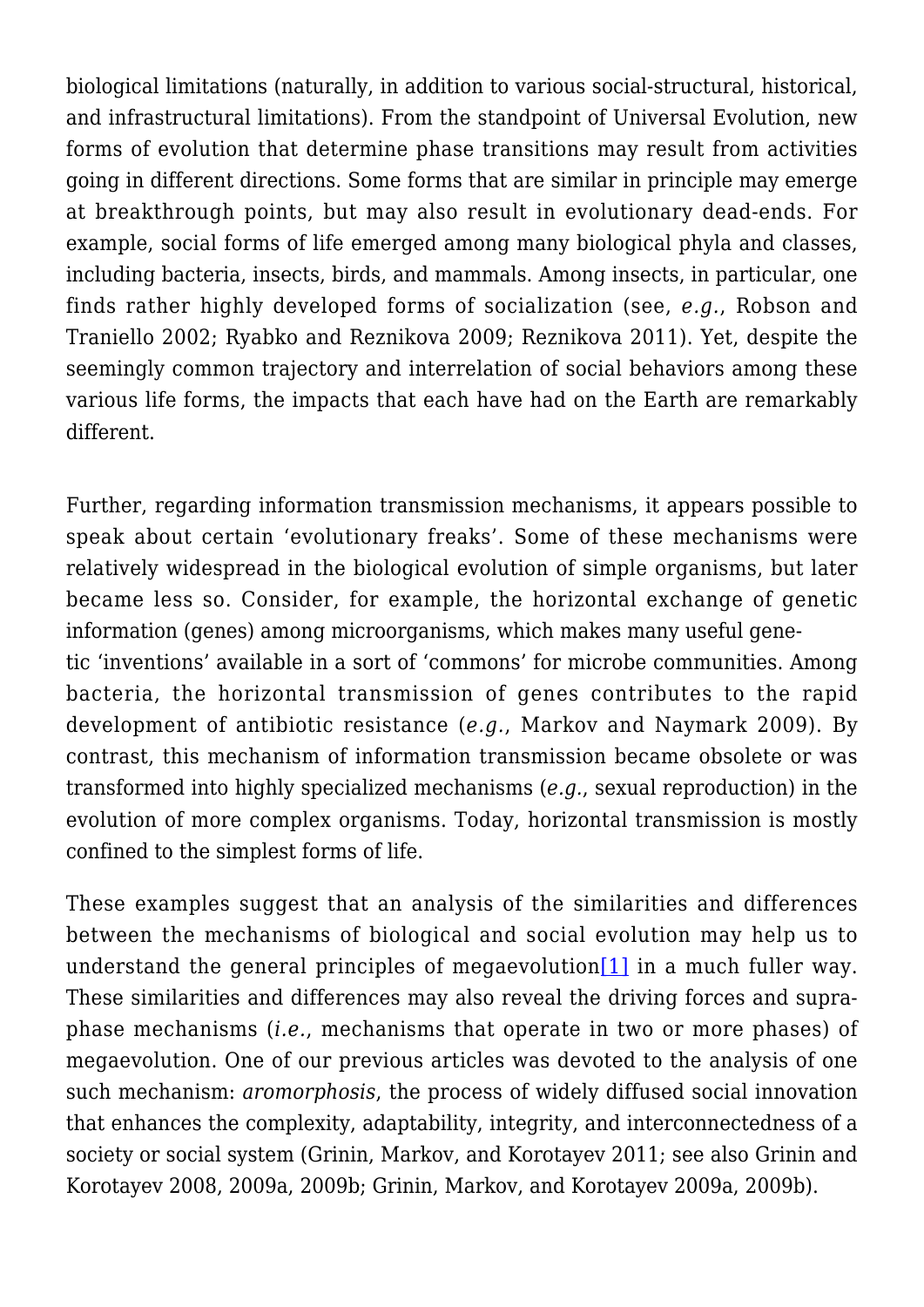biological limitations (naturally, in addition to various social-structural, historical, and infrastructural limitations). From the standpoint of Universal Evolution, new forms of evolution that determine phase transitions may result from activities going in different directions. Some forms that are similar in principle may emerge at breakthrough points, but may also result in evolutionary dead-ends. For example, social forms of life emerged among many biological phyla and classes, including bacteria, insects, birds, and mammals. Among insects, in particular, one finds rather highly developed forms of socialization (see, *e.g.*, Robson and Traniello 2002; Ryabko and Reznikova 2009; Reznikova 2011). Yet, despite the seemingly common trajectory and interrelation of social behaviors among these various life forms, the impacts that each have had on the Earth are remarkably different.

Further, regarding information transmission mechanisms, it appears possible to speak about certain 'evolutionary freaks'. Some of these mechanisms were relatively widespread in the biological evolution of simple organisms, but later became less so. Consider, for example, the horizontal exchange of genetic information (genes) among microorganisms, which makes many useful genetic 'inventions' available in a sort of 'commons' for microbe communities. Among bacteria, the horizontal transmission of genes contributes to the rapid development of antibiotic resistance (*e.g.*, Markov and Naymark 2009). By contrast, this mechanism of information transmission became obsolete or was transformed into highly specialized mechanisms (*e.g.*, sexual reproduction) in the evolution of more complex organisms. Today, horizontal transmission is mostly confined to the simplest forms of life.

These examples suggest that an analysis of the similarities and differences between the mechanisms of biological and social evolution may help us to understand the general principles of megaevolution[1] in a much fuller way. These similarities and differences may also reveal the driving forces and supra-phase mechanisms (*i.e.*, mechanisms that operate in two or more phases) of megaevolution. One of our previous articles was devoted to the analysis of one such mechanism: *aromorphosis*, the process of widely diffused social innovation that enhances the complexity, adaptability, integrity, and interconnectedness of a society or social system (Grinin, Markov, and Korotayev 2011; see also Grinin and Korotayev 2008, 2009a, 2009b; Grinin, Markov, and Korotayev 2009a, 2009b).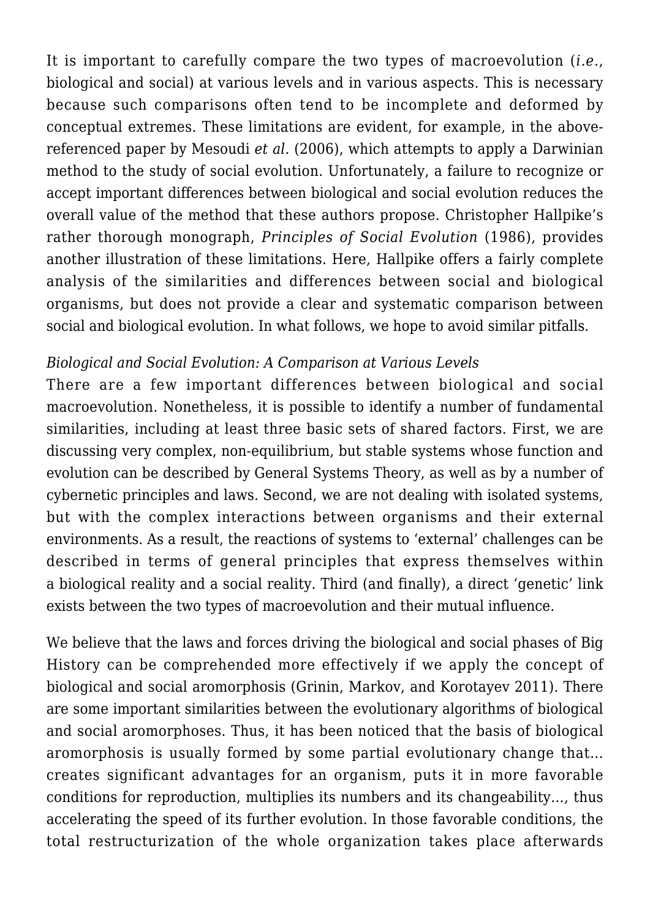It is important to carefully compare the two types of macroevolution (*i.e.*, biological and social) at various levels and in various aspects. This is necessary because such comparisons often tend to be incomplete and deformed by conceptual extremes. These limitations are evident, for example, in the above-referenced paper by Mesoudi *et al.* (2006), which attempts to apply a Darwinian method to the study of social evolution. Unfortunately, a failure to recognize or accept important differences between biological and social evolution reduces the overall value of the method that these authors propose. Christopher Hallpike's rather thorough monograph, *Principles of Social Evolution* (1986), provides another illustration of these limitations. Here, Hallpike offers a fairly complete analysis of the similarities and differences between social and biological organisms, but does not provide a clear and systematic comparison between social and biological evolution. In what follows, we hope to avoid similar pitfalls.

*Biological and Social Evolution: A Comparison at Various Levels*

There are a few important differences between biological and social macroevolution. Nonetheless, it is possible to identify a number of fundamental similarities, including at least three basic sets of shared factors. First, we are discussing very complex, non-equilibrium, but stable systems whose function and evolution can be described by General Systems Theory, as well as by a number of cybernetic principles and laws. Second, we are not dealing with isolated systems, but with the complex interactions between organisms and their external environments. As a result, the reactions of systems to 'external' challenges can be described in terms of general principles that express themselves within a biological reality and a social reality. Third (and finally), a direct 'genetic' link exists between the two types of macroevolution and their mutual influence.

We believe that the laws and forces driving the biological and social phases of Big History can be comprehended more effectively if we apply the concept of biological and social aromorphosis (Grinin, Markov, and Korotayev 2011). There are some important similarities between the evolutionary algorithms of biological and social aromorphoses. Thus, it has been noticed that the basis of biological aromorphosis is usually formed by some partial evolutionary change that… creates significant advantages for an organism, puts it in more favorable conditions for reproduction, multiplies its numbers and its changeability…, thus accelerating the speed of its further evolution. In those favorable conditions, the total restructurization of the whole organization takes place afterwards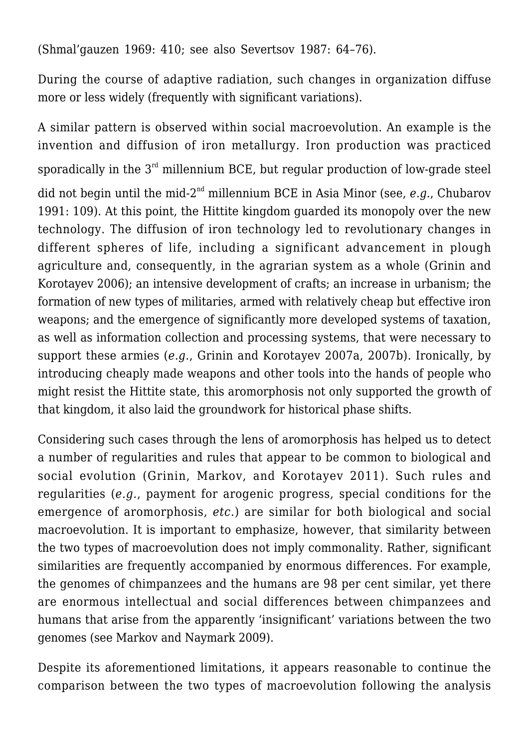(Shmal'gauzen 1969: 410; see also Severtsov 1987: 64–76).

During the course of adaptive radiation, such changes in organization diffuse more or less widely (frequently with significant variations).

A similar pattern is observed within social macroevolution. An example is the invention and diffusion of iron metallurgy. Iron production was practiced sporadically in the 3rd millennium BCE, but regular production of low-grade steel did not begin until the mid-2nd millennium BCE in Asia Minor (see, *e.g.*, Chubarov 1991: 109). At this point, the Hittite kingdom guarded its monopoly over the new technology. The diffusion of iron technology led to revolutionary changes in different spheres of life, including a significant advancement in plough agriculture and, consequently, in the agrarian system as a whole (Grinin and Korotayev 2006); an intensive development of crafts; an increase in urbanism; the formation of new types of militaries, armed with relatively cheap but effective iron weapons; and the emergence of significantly more developed systems of taxation, as well as information collection and processing systems, that were necessary to support these armies (*e.g.*, Grinin and Korotayev 2007a, 2007b). Ironically, by introducing cheaply made weapons and other tools into the hands of people who might resist the Hittite state, this aromorphosis not only supported the growth of that kingdom, it also laid the groundwork for historical phase shifts.

Considering such cases through the lens of aromorphosis has helped us to detect a number of regularities and rules that appear to be common to biological and social evolution (Grinin, Markov, and Korotayev 2011). Such rules and regularities (*e.g.*, payment for arogenic progress, special conditions for the emergence of aromorphosis, *etc.*) are similar for both biological and social macroevolution. It is important to emphasize, however, that similarity between the two types of macroevolution does not imply commonality. Rather, significant similarities are frequently accompanied by enormous differences. For example, the genomes of chimpanzees and the humans are 98 per cent similar, yet there are enormous intellectual and social differences between chimpanzees and humans that arise from the apparently 'insignificant' variations between the two genomes (see Markov and Naymark 2009).

Despite its aforementioned limitations, it appears reasonable to continue the comparison between the two types of macroevolution following the analysis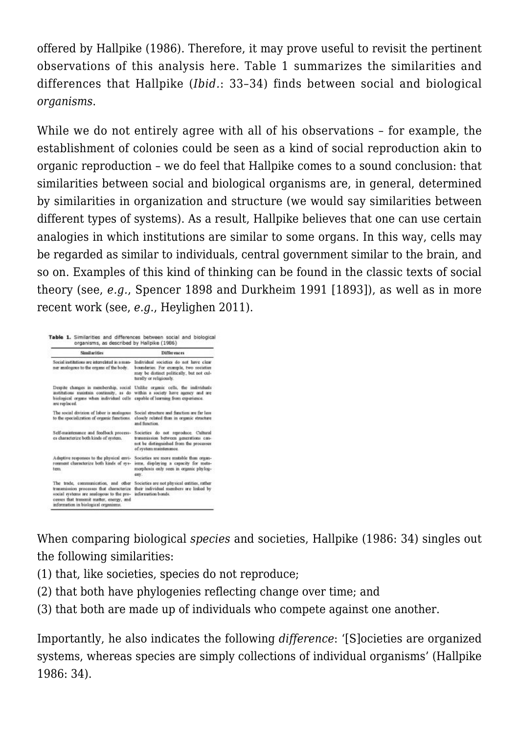offered by Hallpike (1986). Therefore, it may prove useful to revisit the pertinent observations of this analysis here. Table 1 summarizes the similarities and differences that Hallpike (*Ibid.*: 33–34) finds between social and biological *organisms*.

While we do not entirely agree with all of his observations – for example, the establishment of colonies could be seen as a kind of social reproduction akin to organic reproduction – we do feel that Hallpike comes to a sound conclusion: that similarities between social and biological organisms are, in general, determined by similarities in organization and structure (we would say similarities between different types of systems). As a result, Hallpike believes that one can use certain analogies in which institutions are similar to some organs. In this way, cells may be regarded as similar to individuals, central government similar to the brain, and so on. Examples of this kind of thinking can be found in the classic texts of social theory (see, *e.g.*, Spencer 1898 and Durkheim 1991 [1893]), as well as in more recent work (see, *e.g.*, Heylighen 2011).

**Table 1.** Similarities and differences between social and biological organisms, as described by Hallpike (1986)

| Similarities | Differences |
| --- | --- |
| Social institutions are interrelated in a manner analogous to the organs of the body. | Individual societies do not have clear boundaries. For example, two societies may be distinct politically, but not culturally or religiously. |
| Despite changes in membership, social institutions maintain continuity, as do biological organs when individual cells are replaced. | Unlike organic cells, the individuals within a society have agency and are capable of learning from experience. |
| The social division of labor is analogous to the specialization of organic functions. | Social structure and function are far less closely related than in organic structure and function. |
| Self-maintenance and feedback processes characterize both kinds of system. | Societies do not reproduce. Cultural transmission between generations cannot be distinguished from the processes of system maintenance. |
| Adaptive responses to the physical environment characterize both kinds of system. | Societies are more mutable than organisms, displaying a capacity for metamorphosis only seen in organic phylogeny. |
| The trade, communication, and other transmission processes that characterize social systems are analogous to the processes that transmit matter, energy, and information in biological organisms. | Societies are not physical entities, rather their individual members are linked by information bonds. |

When comparing biological *species* and societies, Hallpike (1986: 34) singles out the following similarities:

(1) that, like societies, species do not reproduce;
(2) that both have phylogenies reflecting change over time; and
(3) that both are made up of individuals who compete against one another.

Importantly, he also indicates the following *difference*: '[S]ocieties are organized systems, whereas species are simply collections of individual organisms' (Hallpike 1986: 34).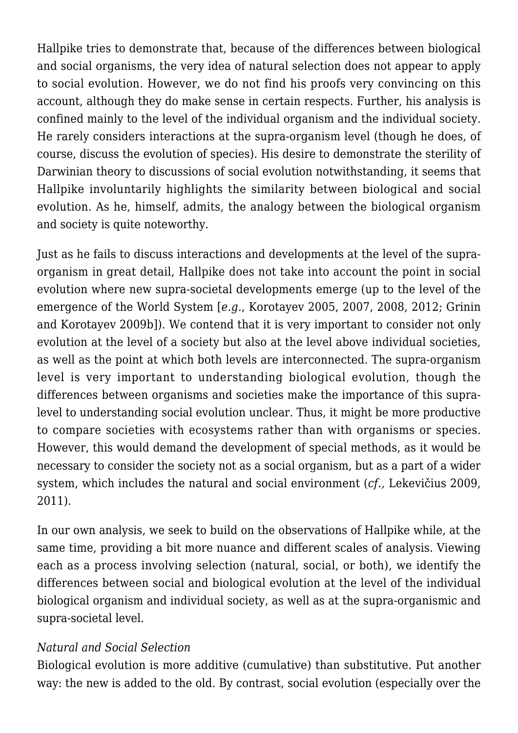Hallpike tries to demonstrate that, because of the differences between biological and social organisms, the very idea of natural selection does not appear to apply to social evolution. However, we do not find his proofs very convincing on this account, although they do make sense in certain respects. Further, his analysis is confined mainly to the level of the individual organism and the individual society. He rarely considers interactions at the supra-organism level (though he does, of course, discuss the evolution of species). His desire to demonstrate the sterility of Darwinian theory to discussions of social evolution notwithstanding, it seems that Hallpike involuntarily highlights the similarity between biological and social evolution. As he, himself, admits, the analogy between the biological organism and society is quite noteworthy.

Just as he fails to discuss interactions and developments at the level of the supra-organism in great detail, Hallpike does not take into account the point in social evolution where new supra-societal developments emerge (up to the level of the emergence of the World System [*e.g.*, Korotayev 2005, 2007, 2008, 2012; Grinin and Korotayev 2009b]). We contend that it is very important to consider not only evolution at the level of a society but also at the level above individual societies, as well as the point at which both levels are interconnected. The supra-organism level is very important to understanding biological evolution, though the differences between organisms and societies make the importance of this supra-level to understanding social evolution unclear. Thus, it might be more productive to compare societies with ecosystems rather than with organisms or species. However, this would demand the development of special methods, as it would be necessary to consider the society not as a social organism, but as a part of a wider system, which includes the natural and social environment (*cf.,* Lekevičius 2009, 2011).

In our own analysis, we seek to build on the observations of Hallpike while, at the same time, providing a bit more nuance and different scales of analysis. Viewing each as a process involving selection (natural, social, or both), we identify the differences between social and biological evolution at the level of the individual biological organism and individual society, as well as at the supra-organismic and supra-societal level.

*Natural and Social Selection*

Biological evolution is more additive (cumulative) than substitutive. Put another way: the new is added to the old. By contrast, social evolution (especially over the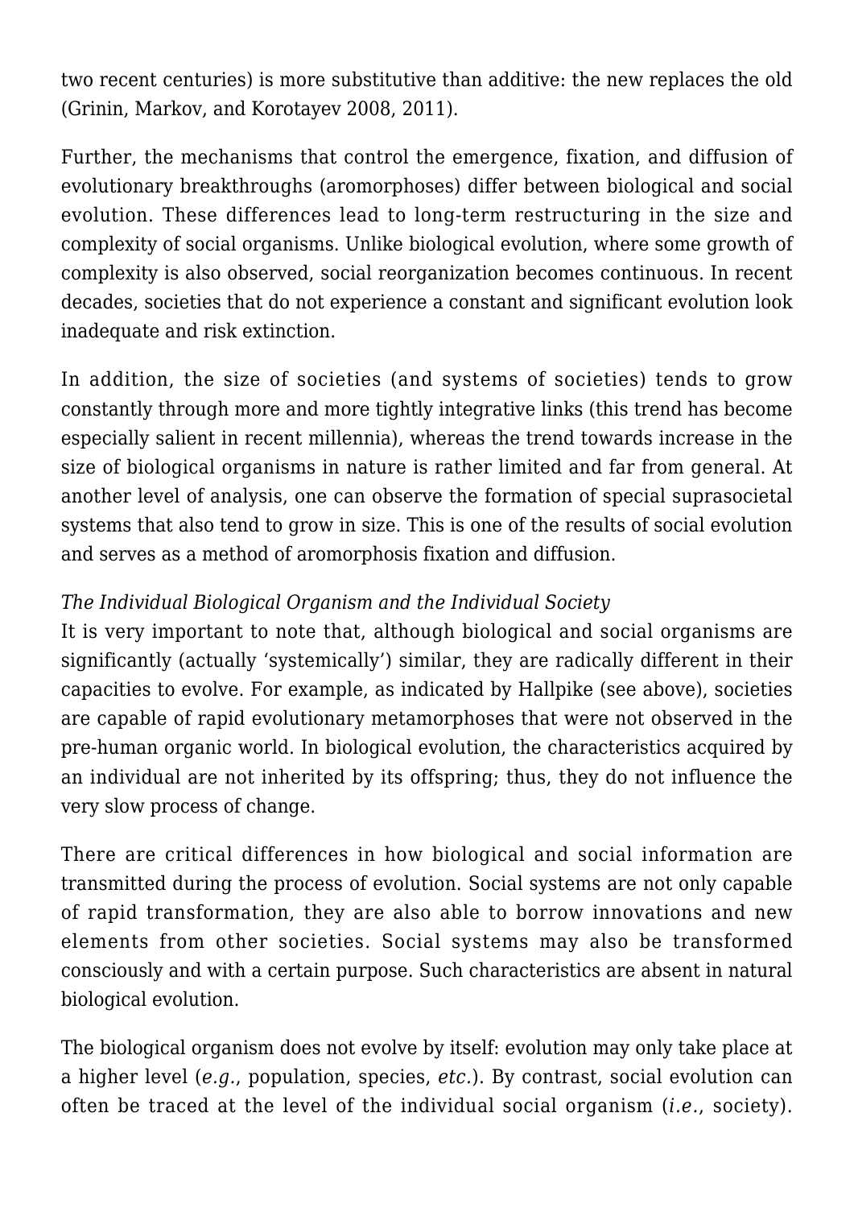two recent centuries) is more substitutive than additive: the new replaces the old (Grinin, Markov, and Korotayev 2008, 2011).

Further, the mechanisms that control the emergence, fixation, and diffusion of evolutionary breakthroughs (aromorphoses) differ between biological and social evolution. These differences lead to long-term restructuring in the size and complexity of social organisms. Unlike biological evolution, where some growth of complexity is also observed, social reorganization becomes continuous. In recent decades, societies that do not experience a constant and significant evolution look inadequate and risk extinction.

In addition, the size of societies (and systems of societies) tends to grow constantly through more and more tightly integrative links (this trend has become especially salient in recent millennia), whereas the trend towards increase in the size of biological organisms in nature is rather limited and far from general. At another level of analysis, one can observe the formation of special suprasocietal systems that also tend to grow in size. This is one of the results of social evolution and serves as a method of aromorphosis fixation and diffusion.

*The Individual Biological Organism and the Individual Society*

It is very important to note that, although biological and social organisms are significantly (actually 'systemically') similar, they are radically different in their capacities to evolve. For example, as indicated by Hallpike (see above), societies are capable of rapid evolutionary metamorphoses that were not observed in the pre-human organic world. In biological evolution, the characteristics acquired by an individual are not inherited by its offspring; thus, they do not influence the very slow process of change.

There are critical differences in how biological and social information are transmitted during the process of evolution. Social systems are not only capable of rapid transformation, they are also able to borrow innovations and new elements from other societies. Social systems may also be transformed consciously and with a certain purpose. Such characteristics are absent in natural biological evolution.

The biological organism does not evolve by itself: evolution may only take place at a higher level (*e.g.*, population, species, *etc.*). By contrast, social evolution can often be traced at the level of the individual social organism (*i.e.*, society).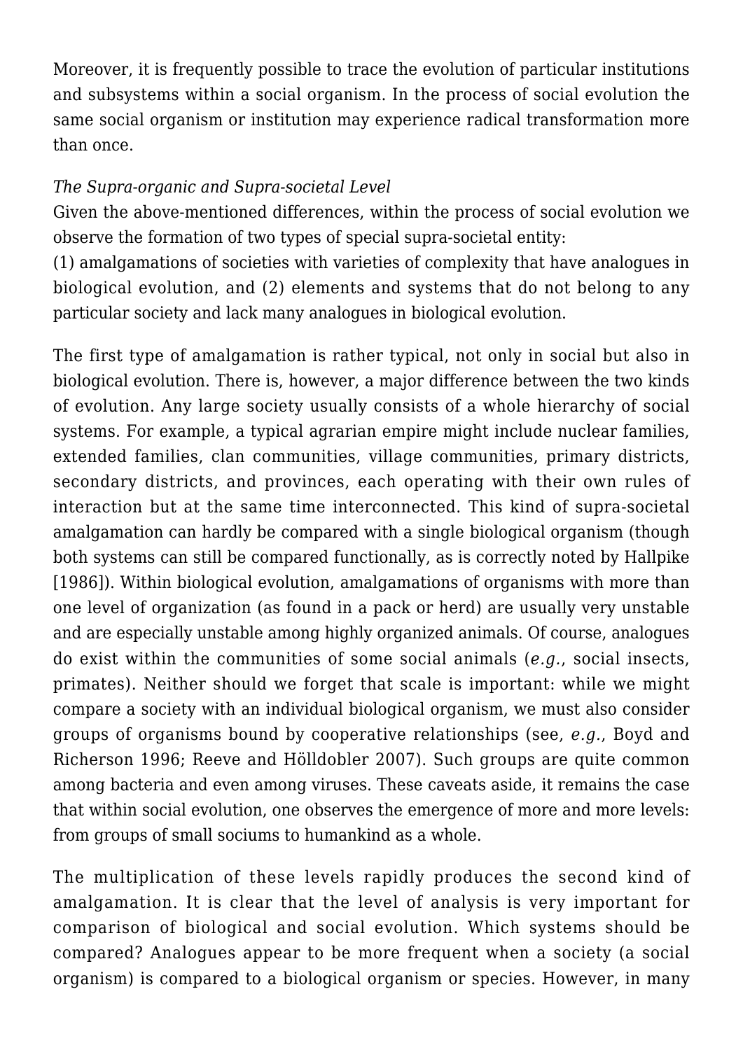Moreover, it is frequently possible to trace the evolution of particular institutions and subsystems within a social organism. In the process of social evolution the same social organism or institution may experience radical transformation more than once.

*The Supra-organic and Supra-societal Level*

Given the above-mentioned differences, within the process of social evolution we observe the formation of two types of special supra-societal entity:

(1) amalgamations of societies with varieties of complexity that have analogues in biological evolution, and (2) elements and systems that do not belong to any particular society and lack many analogues in biological evolution.

The first type of amalgamation is rather typical, not only in social but also in biological evolution. There is, however, a major difference between the two kinds of evolution. Any large society usually consists of a whole hierarchy of social systems. For example, a typical agrarian empire might include nuclear families, extended families, clan communities, village communities, primary districts, secondary districts, and provinces, each operating with their own rules of interaction but at the same time interconnected. This kind of supra-societal amalgamation can hardly be compared with a single biological organism (though both systems can still be compared functionally, as is correctly noted by Hallpike [1986]). Within biological evolution, amalgamations of organisms with more than one level of organization (as found in a pack or herd) are usually very unstable and are especially unstable among highly organized animals. Of course, analogues do exist within the communities of some social animals (*e.g.*, social insects, primates). Neither should we forget that scale is important: while we might compare a society with an individual biological organism, we must also consider groups of organisms bound by cooperative relationships (see, *e.g.*, Boyd and Richerson 1996; Reeve and Hölldobler 2007). Such groups are quite common among bacteria and even among viruses. These caveats aside, it remains the case that within social evolution, one observes the emergence of more and more levels: from groups of small sociums to humankind as a whole.

The multiplication of these levels rapidly produces the second kind of amalgamation. It is clear that the level of analysis is very important for comparison of biological and social evolution. Which systems should be compared? Analogues appear to be more frequent when a society (a social organism) is compared to a biological organism or species. However, in many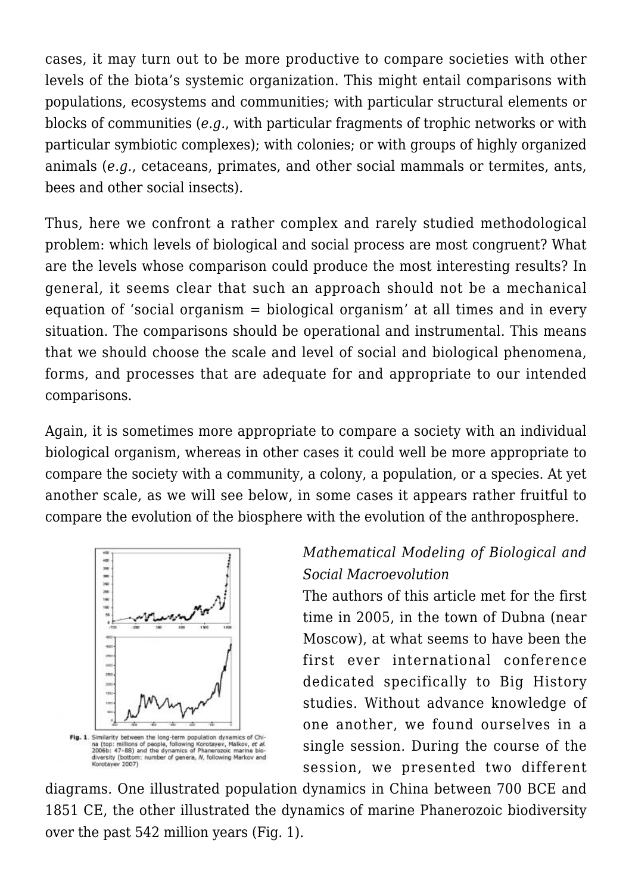cases, it may turn out to be more productive to compare societies with other levels of the biota's systemic organization. This might entail comparisons with populations, ecosystems and communities; with particular structural elements or blocks of communities (*e.g.*, with particular fragments of trophic networks or with particular symbiotic complexes); with colonies; or with groups of highly organized animals (*e.g.*, cetaceans, primates, and other social mammals or termites, ants, bees and other social insects).

Thus, here we confront a rather complex and rarely studied methodological problem: which levels of biological and social process are most congruent? What are the levels whose comparison could produce the most interesting results? In general, it seems clear that such an approach should not be a mechanical equation of 'social organism = biological organism' at all times and in every situation. The comparisons should be operational and instrumental. This means that we should choose the scale and level of social and biological phenomena, forms, and processes that are adequate for and appropriate to our intended comparisons.

Again, it is sometimes more appropriate to compare a society with an individual biological organism, whereas in other cases it could well be more appropriate to compare the society with a community, a colony, a population, or a species. At yet another scale, as we will see below, in some cases it appears rather fruitful to compare the evolution of the biosphere with the evolution of the anthroposphere.

**Fig. 1.** Similarity between the long-term population dynamics of China (top: millions of people, following Korotayev, Malkov, *et al.* 2006b: 47–88) and the dynamics of Phanerozoic marine biodiversity (bottom: number of genera, *N*, following Markov and Korotayev 2007)

*Mathematical Modeling of Biological and Social Macroevolution*

The authors of this article met for the first time in 2005, in the town of Dubna (near Moscow), at what seems to have been the first ever international conference dedicated specifically to Big History studies. Without advance knowledge of one another, we found ourselves in a single session. During the course of the session, we presented two different diagrams. One illustrated population dynamics in China between 700 BCE and 1851 CE, the other illustrated the dynamics of marine Phanerozoic biodiversity over the past 542 million years (Fig. 1).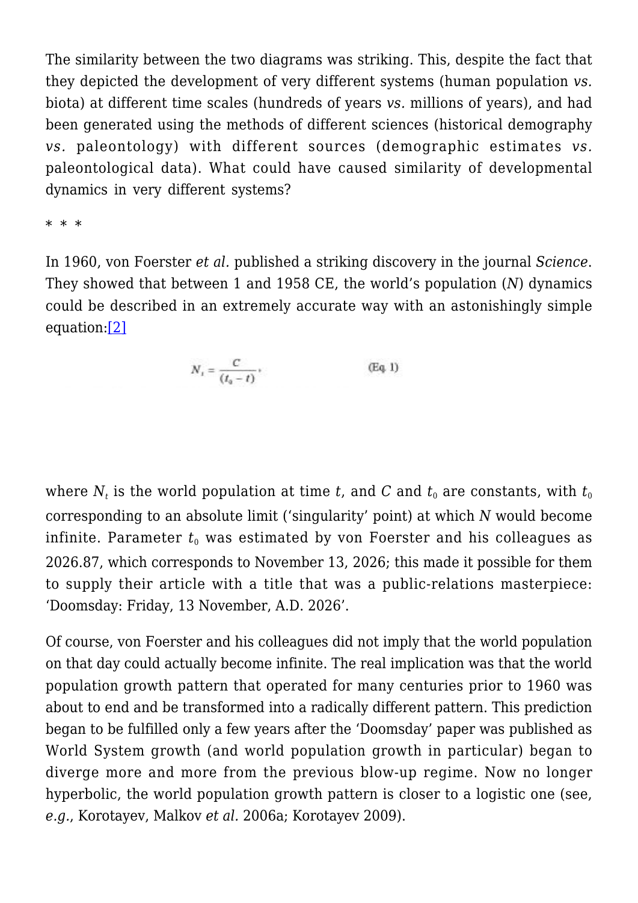The similarity between the two diagrams was striking. This, despite the fact that they depicted the development of very different systems (human population *vs.* biota) at different time scales (hundreds of years *vs.* millions of years), and had been generated using the methods of different sciences (historical demography *vs.* paleontology) with different sources (demographic estimates *vs.* paleontological data). What could have caused similarity of developmental dynamics in very different systems?

* * *

In 1960, von Foerster *et al.* published a striking discovery in the journal *Science*. They showed that between 1 and 1958 CE, the world's population ($N$) dynamics could be described in an extremely accurate way with an astonishingly simple equation:[2]

$$N_t = \frac{C}{(t_0 - t)}, \qquad \text{(Eq. 1)}$$

where $N_t$ is the world population at time $t$, and $C$ and $t_0$ are constants, with $t_0$ corresponding to an absolute limit ('singularity' point) at which $N$ would become infinite. Parameter $t_0$ was estimated by von Foerster and his colleagues as 2026.87, which corresponds to November 13, 2026; this made it possible for them to supply their article with a title that was a public-relations masterpiece: 'Doomsday: Friday, 13 November, A.D. 2026'.

Of course, von Foerster and his colleagues did not imply that the world population on that day could actually become infinite. The real implication was that the world population growth pattern that operated for many centuries prior to 1960 was about to end and be transformed into a radically different pattern. This prediction began to be fulfilled only a few years after the 'Doomsday' paper was published as World System growth (and world population growth in particular) began to diverge more and more from the previous blow-up regime. Now no longer hyperbolic, the world population growth pattern is closer to a logistic one (see, *e.g.*, Korotayev, Malkov *et al.* 2006a; Korotayev 2009).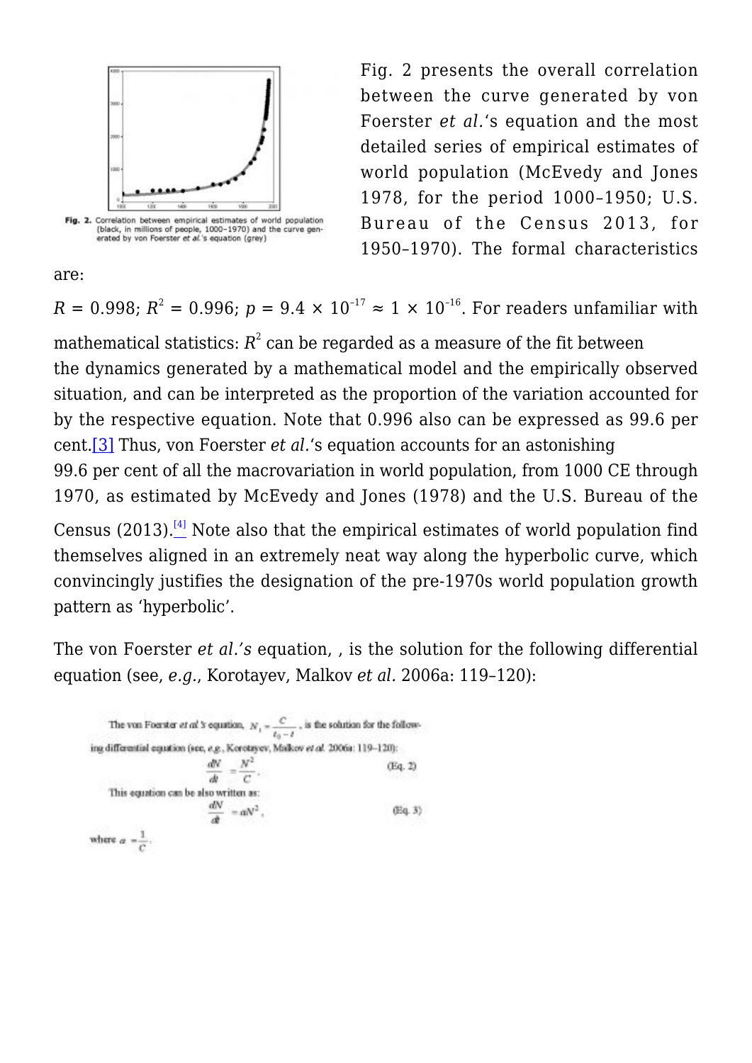Fig. 2. Correlation between empirical estimates of world population (black, in millions of people, 1000–1970) and the curve generated by von Foerster *et al.*'s equation (grey)

Fig. 2 presents the overall correlation between the curve generated by von Foerster *et al.*'s equation and the most detailed series of empirical estimates of world population (McEvedy and Jones 1978, for the period 1000–1950; U.S. Bureau of the Census 2013, for 1950–1970). The formal characteristics are:

$R = 0.998$; $R^2 = 0.996$; $p = 9.4 \times 10^{-17} \approx 1 \times 10^{-16}$. For readers unfamiliar with mathematical statistics: $R^2$ can be regarded as a measure of the fit between the dynamics generated by a mathematical model and the empirically observed situation, and can be interpreted as the proportion of the variation accounted for by the respective equation. Note that 0.996 also can be expressed as 99.6 per cent.[3] Thus, von Foerster *et al.*'s equation accounts for an astonishing 99.6 per cent of all the macrovariation in world population, from 1000 CE through 1970, as estimated by McEvedy and Jones (1978) and the U.S. Bureau of the Census (2013).[4] Note also that the empirical estimates of world population find themselves aligned in an extremely neat way along the hyperbolic curve, which convincingly justifies the designation of the pre-1970s world population growth pattern as 'hyperbolic'.

The von Foerster *et al.'s* equation, , is the solution for the following differential equation (see, *e.g.*, Korotayev, Malkov *et al.* 2006a: 119–120):

The von Foerster *et al.*'s equation, $N_t = \frac{C}{t_0 - t}$, is the solution for the following differential equation (see, *e.g.*, Korotayev, Malkov *et al.* 2006a: 119–120):

$$\frac{dN}{dt} = \frac{N^2}{C}. \quad \text{(Eq. 2)}$$

This equation can be also written as:

$$\frac{dN}{dt} = aN^2, \quad \text{(Eq. 3)}$$

where $a = \frac{1}{C}$.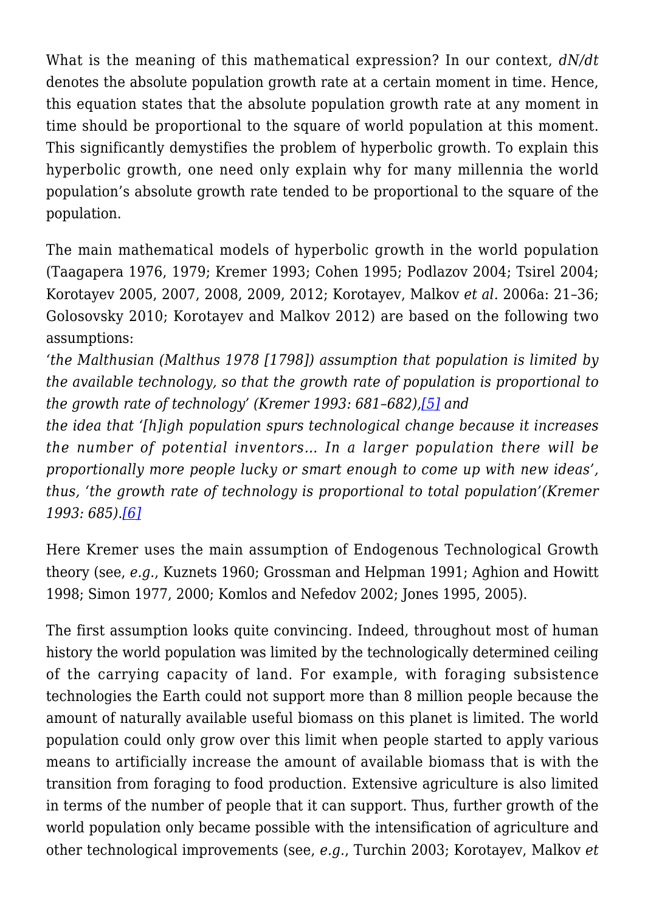What is the meaning of this mathematical expression? In our context, *dN/dt* denotes the absolute population growth rate at a certain moment in time. Hence, this equation states that the absolute population growth rate at any moment in time should be proportional to the square of world population at this moment. This significantly demystifies the problem of hyperbolic growth. To explain this hyperbolic growth, one need only explain why for many millennia the world population's absolute growth rate tended to be proportional to the square of the population.

The main mathematical models of hyperbolic growth in the world population (Taagapera 1976, 1979; Kremer 1993; Cohen 1995; Podlazov 2004; Tsirel 2004; Korotayev 2005, 2007, 2008, 2009, 2012; Korotayev, Malkov *et al.* 2006a: 21–36; Golosovsky 2010; Korotayev and Malkov 2012) are based on the following two assumptions:

*'the Malthusian (Malthus 1978 [1798]) assumption that population is limited by the available technology, so that the growth rate of population is proportional to the growth rate of technology' (Kremer 1993: 681–682),*[5] *and*

*the idea that '[h]igh population spurs technological change because it increases the number of potential inventors… In a larger population there will be proportionally more people lucky or smart enough to come up with new ideas', thus, 'the growth rate of technology is proportional to total population'(Kremer 1993: 685).*[6]

Here Kremer uses the main assumption of Endogenous Technological Growth theory (see, *e.g.*, Kuznets 1960; Grossman and Helpman 1991; Aghion and Howitt 1998; Simon 1977, 2000; Komlos and Nefedov 2002; Jones 1995, 2005).

The first assumption looks quite convincing. Indeed, throughout most of human history the world population was limited by the technologically determined ceiling of the carrying capacity of land. For example, with foraging subsistence technologies the Earth could not support more than 8 million people because the amount of naturally available useful biomass on this planet is limited. The world population could only grow over this limit when people started to apply various means to artificially increase the amount of available biomass that is with the transition from foraging to food production. Extensive agriculture is also limited in terms of the number of people that it can support. Thus, further growth of the world population only became possible with the intensification of agriculture and other technological improvements (see, *e.g.*, Turchin 2003; Korotayev, Malkov *et*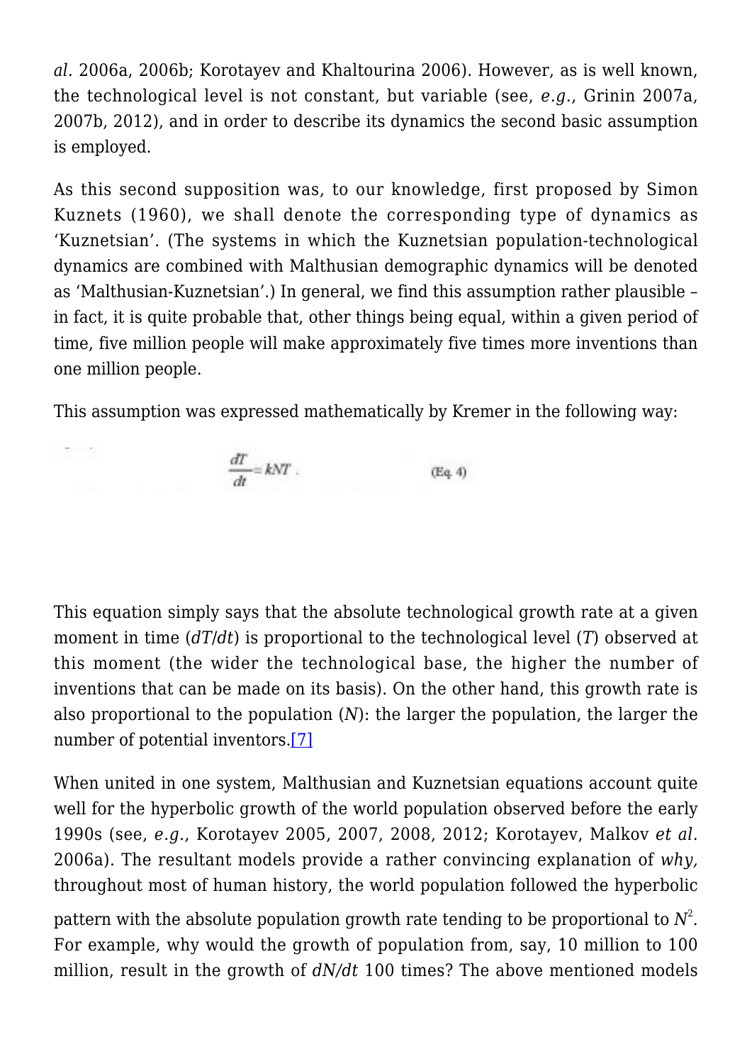*al.* 2006a, 2006b; Korotayev and Khaltourina 2006). However, as is well known, the technological level is not constant, but variable (see, *e.g.*, Grinin 2007a, 2007b, 2012), and in order to describe its dynamics the second basic assumption is employed.

As this second supposition was, to our knowledge, first proposed by Simon Kuznets (1960), we shall denote the corresponding type of dynamics as 'Kuznetsian'. (The systems in which the Kuznetsian population-technological dynamics are combined with Malthusian demographic dynamics will be denoted as 'Malthusian-Kuznetsian'.) In general, we find this assumption rather plausible – in fact, it is quite probable that, other things being equal, within a given period of time, five million people will make approximately five times more inventions than one million people.

This assumption was expressed mathematically by Kremer in the following way:

$$\frac{dT}{dt} = kNT \quad \text{(Eq. 4)}$$

This equation simply says that the absolute technological growth rate at a given moment in time ($dT/dt$) is proportional to the technological level ($T$) observed at this moment (the wider the technological base, the higher the number of inventions that can be made on its basis). On the other hand, this growth rate is also proportional to the population ($N$): the larger the population, the larger the number of potential inventors.[7]

When united in one system, Malthusian and Kuznetsian equations account quite well for the hyperbolic growth of the world population observed before the early 1990s (see, *e.g.*, Korotayev 2005, 2007, 2008, 2012; Korotayev, Malkov *et al.* 2006a). The resultant models provide a rather convincing explanation of *why,* throughout most of human history, the world population followed the hyperbolic pattern with the absolute population growth rate tending to be proportional to $N^2$. For example, why would the growth of population from, say, 10 million to 100 million, result in the growth of $dN/dt$ 100 times? The above mentioned models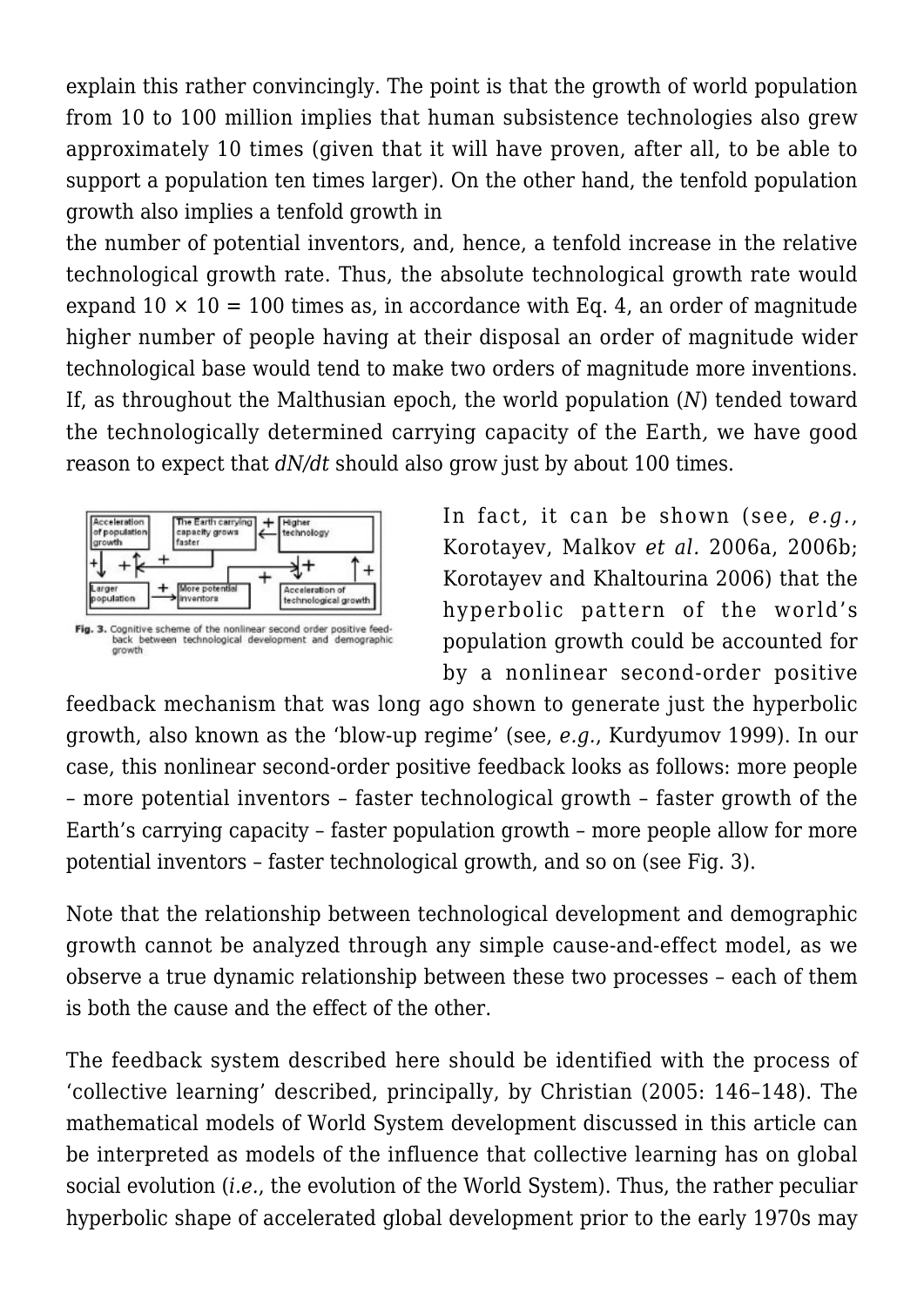explain this rather convincingly. The point is that the growth of world population from 10 to 100 million implies that human subsistence technologies also grew approximately 10 times (given that it will have proven, after all, to be able to support a population ten times larger). On the other hand, the tenfold population growth also implies a tenfold growth in the number of potential inventors, and, hence, a tenfold increase in the relative technological growth rate. Thus, the absolute technological growth rate would expand $10 \times 10 = 100$ times as, in accordance with Eq. 4, an order of magnitude higher number of people having at their disposal an order of magnitude wider technological base would tend to make two orders of magnitude more inventions. If, as throughout the Malthusian epoch, the world population ($N$) tended toward the technologically determined carrying capacity of the Earth, we have good reason to expect that $dN/dt$ should also grow just by about 100 times.

**Fig. 3.** Cognitive scheme of the nonlinear second order positive feedback between technological development and demographic growth

In fact, it can be shown (see, *e.g.*, Korotayev, Malkov *et al.* 2006a, 2006b; Korotayev and Khaltourina 2006) that the hyperbolic pattern of the world's population growth could be accounted for by a nonlinear second-order positive feedback mechanism that was long ago shown to generate just the hyperbolic growth, also known as the 'blow-up regime' (see, *e.g.*, Kurdyumov 1999). In our case, this nonlinear second-order positive feedback looks as follows: more people – more potential inventors – faster technological growth – faster growth of the Earth's carrying capacity – faster population growth – more people allow for more potential inventors – faster technological growth, and so on (see Fig. 3).

Note that the relationship between technological development and demographic growth cannot be analyzed through any simple cause-and-effect model, as we observe a true dynamic relationship between these two processes – each of them is both the cause and the effect of the other.

The feedback system described here should be identified with the process of 'collective learning' described, principally, by Christian (2005: 146–148). The mathematical models of World System development discussed in this article can be interpreted as models of the influence that collective learning has on global social evolution (*i.e.*, the evolution of the World System). Thus, the rather peculiar hyperbolic shape of accelerated global development prior to the early 1970s may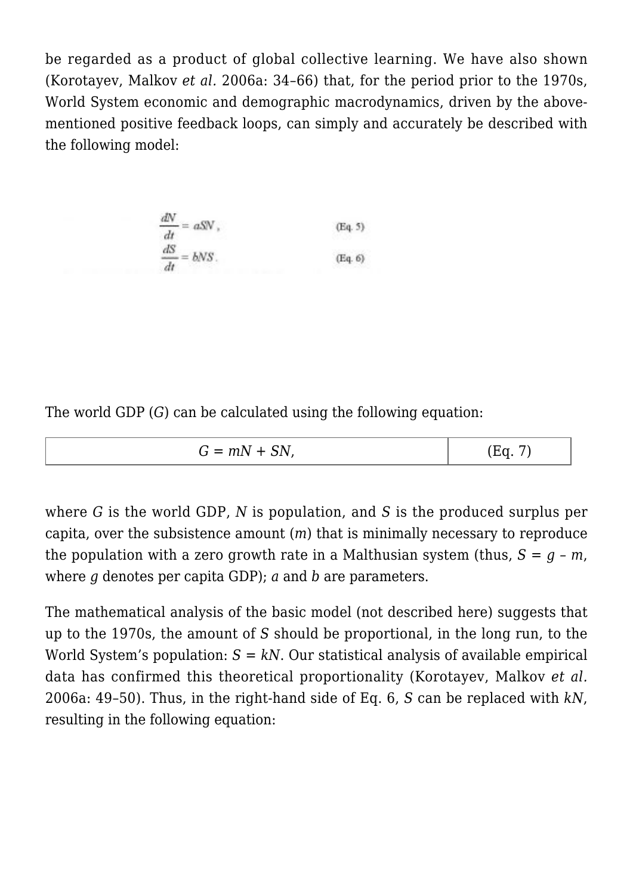be regarded as a product of global collective learning. We have also shown (Korotayev, Malkov *et al.* 2006a: 34–66) that, for the period prior to the 1970s, World System economic and demographic macrodynamics, driven by the above-mentioned positive feedback loops, can simply and accurately be described with the following model:

$$\frac{dN}{dt} = aSN, \qquad \text{(Eq. 5)}$$

$$\frac{dS}{dt} = bNS. \qquad \text{(Eq. 6)}$$

The world GDP ($G$) can be calculated using the following equation:

$$G = mN + SN, \qquad \text{(Eq. 7)}$$

where $G$ is the world GDP, $N$ is population, and $S$ is the produced surplus per capita, over the subsistence amount ($m$) that is minimally necessary to reproduce the population with a zero growth rate in a Malthusian system (thus, $S = g - m$, where $g$ denotes per capita GDP); $a$ and $b$ are parameters.

The mathematical analysis of the basic model (not described here) suggests that up to the 1970s, the amount of $S$ should be proportional, in the long run, to the World System's population: $S = kN$. Our statistical analysis of available empirical data has confirmed this theoretical proportionality (Korotayev, Malkov *et al.* 2006a: 49–50). Thus, in the right-hand side of Eq. 6, $S$ can be replaced with $kN$, resulting in the following equation: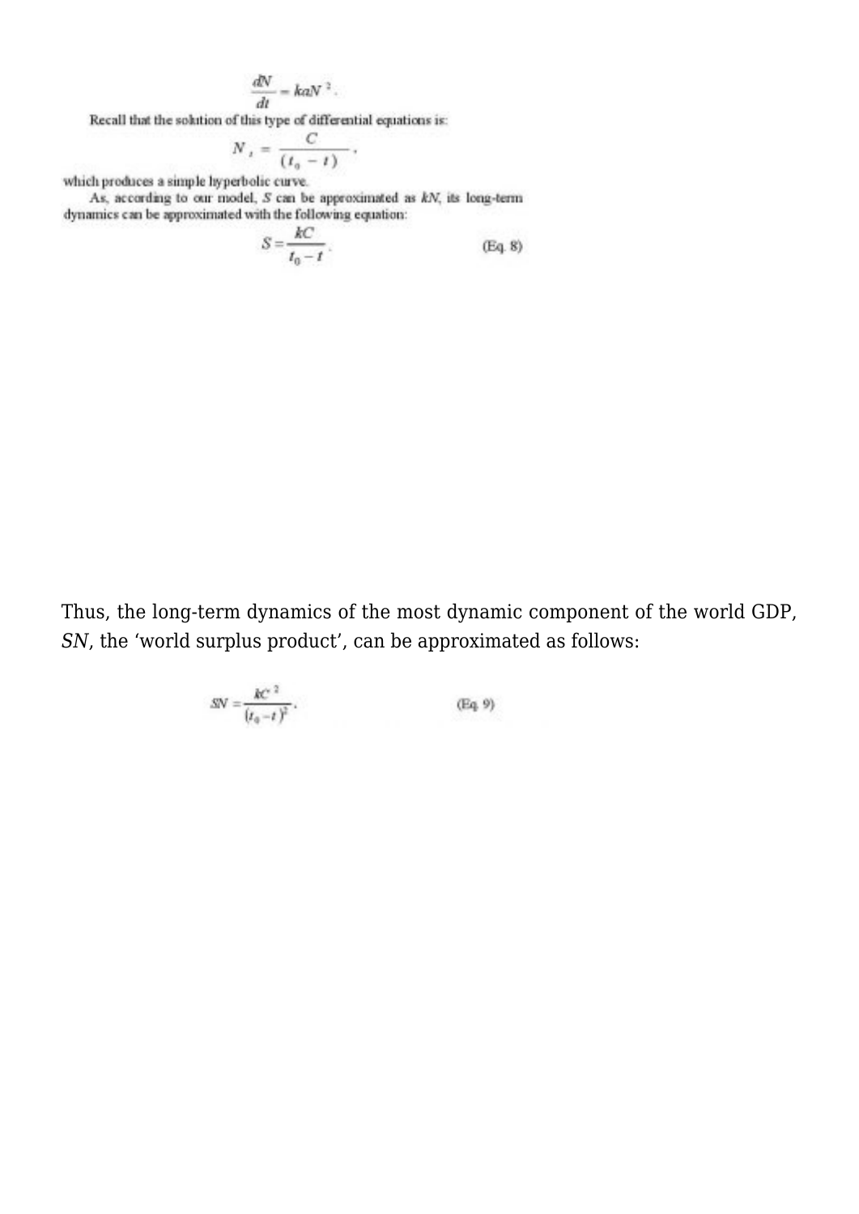$$\frac{dN}{dt} = kaN^2.$$

Recall that the solution of this type of differential equations is:

$$N_t = \frac{C}{(t_0 - t)},$$

which produces a simple hyperbolic curve.

As, according to our model, $S$ can be approximated as $kN$, its long-term dynamics can be approximated with the following equation:

$$S = \frac{kC}{t_0 - t}. \qquad \text{(Eq. 8)}$$

Thus, the long-term dynamics of the most dynamic component of the world GDP, *SN*, the 'world surplus product', can be approximated as follows:

$$SN = \frac{kC^2}{(t_0 - t)^2}. \qquad \text{(Eq. 9)}$$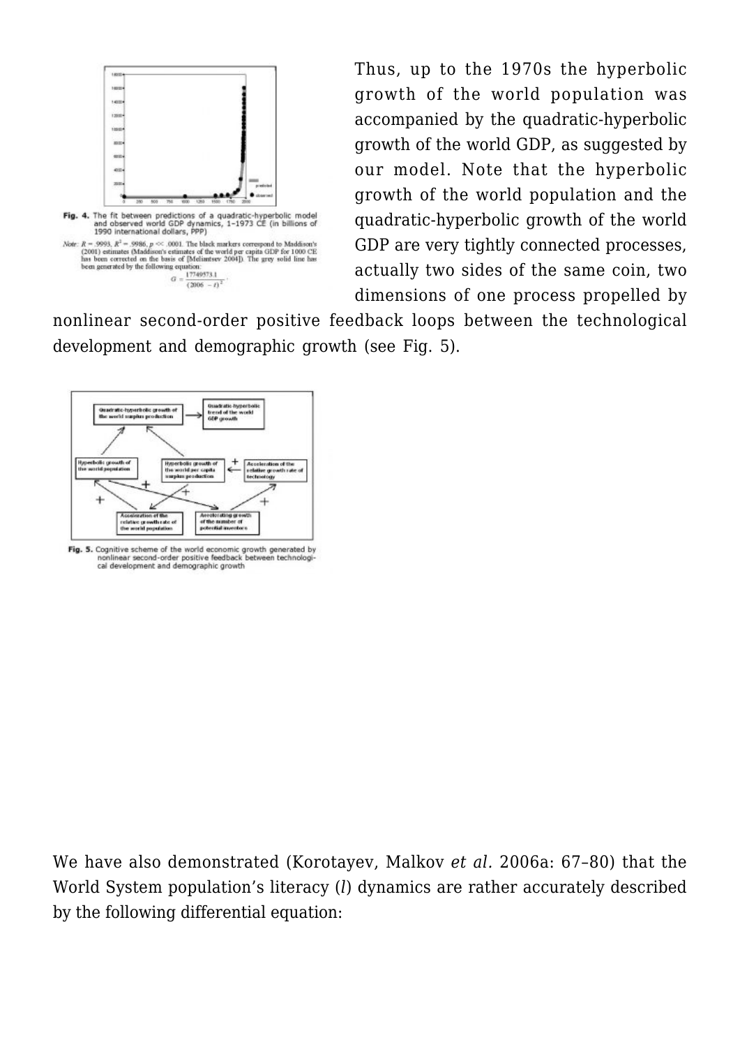Fig. 4. The fit between predictions of a quadratic-hyperbolic model and observed world GDP dynamics, 1–1973 CE (in billions of 1990 international dollars, PPP)

*Note:* $R = .9993$, $R^2 = .9986$, $p << .0001$. The black markers correspond to Maddison's (2001) estimates (Maddison's estimates of the world per capita GDP for 1000 CE has been corrected on the basis of [Meliantsev 2004]). The grey solid line has been generated by the following equation:

$$G = \frac{17749573.1}{(2006 - t)^2}.$$

Thus, up to the 1970s the hyperbolic growth of the world population was accompanied by the quadratic-hyperbolic growth of the world GDP, as suggested by our model. Note that the hyperbolic growth of the world population and the quadratic-hyperbolic growth of the world GDP are very tightly connected processes, actually two sides of the same coin, two dimensions of one process propelled by nonlinear second-order positive feedback loops between the technological development and demographic growth (see Fig. 5).

Fig. 5. Cognitive scheme of the world economic growth generated by nonlinear second-order positive feedback between technological development and demographic growth

We have also demonstrated (Korotayev, Malkov *et al.* 2006a: 67–80) that the World System population's literacy ($l$) dynamics are rather accurately described by the following differential equation: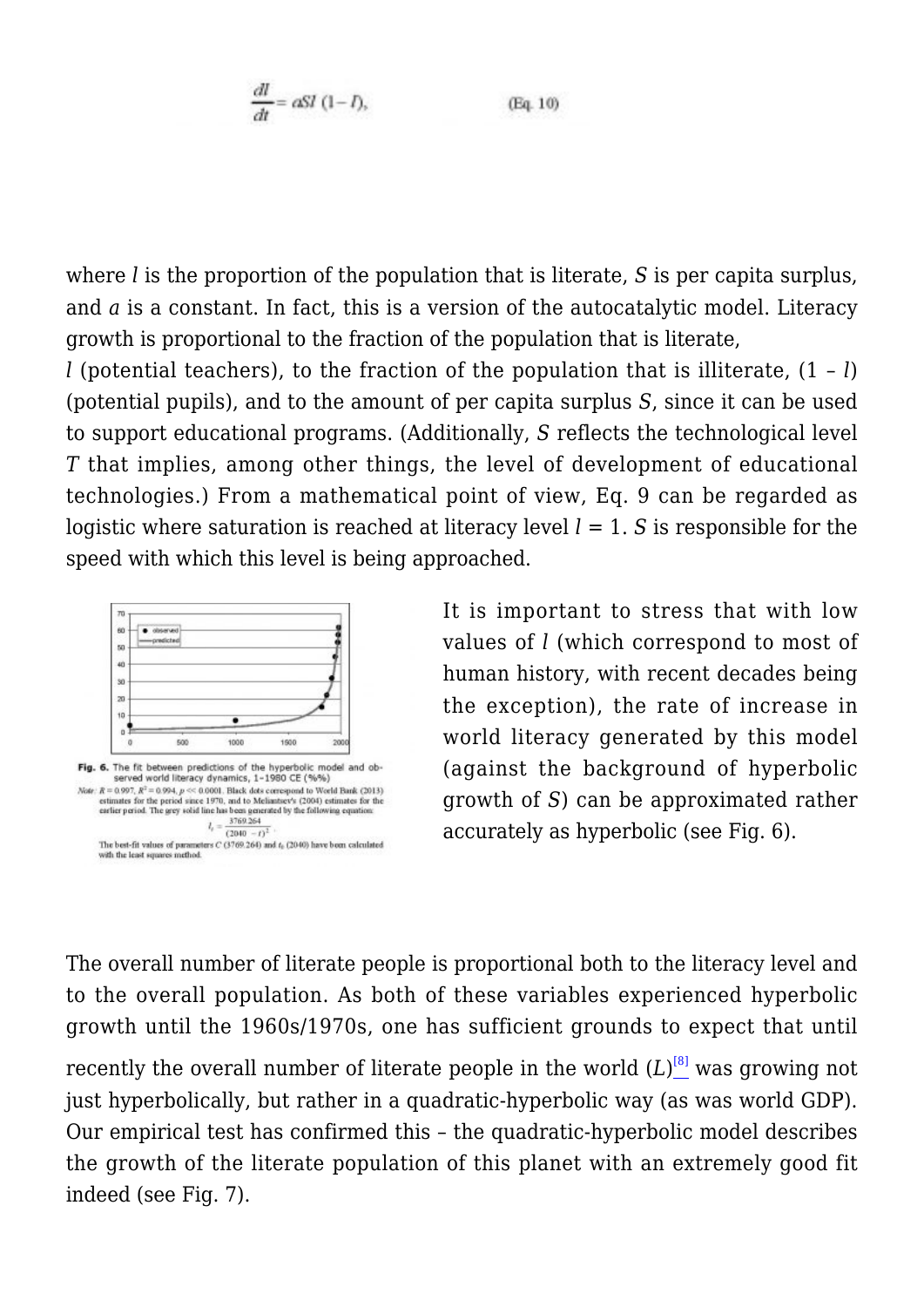$$\frac{dl}{dt} = aSl\,(1 - l), \qquad \text{(Eq. 10)}$$

where $l$ is the proportion of the population that is literate, $S$ is per capita surplus, and $a$ is a constant. In fact, this is a version of the autocatalytic model. Literacy growth is proportional to the fraction of the population that is literate, $l$ (potential teachers), to the fraction of the population that is illiterate, $(1 - l)$ (potential pupils), and to the amount of per capita surplus $S$, since it can be used to support educational programs. (Additionally, $S$ reflects the technological level $T$ that implies, among other things, the level of development of educational technologies.) From a mathematical point of view, Eq. 9 can be regarded as logistic where saturation is reached at literacy level $l = 1$. $S$ is responsible for the speed with which this level is being approached.

**Fig. 6.** The fit between predictions of the hyperbolic model and observed world literacy dynamics, 1–1980 CE (%%)

*Note:* $R = 0.997$, $R^2 = 0.994$, $p \ll 0.0001$. Black dots correspond to World Bank (2013) estimates for the period since 1970, and to Meliantsev's (2004) estimates for the earlier period. The grey solid line has been generated by the following equation:

$$l_t = \frac{3769.264}{(2040 - t)^2}$$

The best-fit values of parameters $C$ (3769.264) and $t_0$ (2040) have been calculated with the least squares method.

It is important to stress that with low values of $l$ (which correspond to most of human history, with recent decades being the exception), the rate of increase in world literacy generated by this model (against the background of hyperbolic growth of $S$) can be approximated rather accurately as hyperbolic (see Fig. 6).

The overall number of literate people is proportional both to the literacy level and to the overall population. As both of these variables experienced hyperbolic growth until the 1960s/1970s, one has sufficient grounds to expect that until recently the overall number of literate people in the world ($L$)[8] was growing not just hyperbolically, but rather in a quadratic-hyperbolic way (as was world GDP). Our empirical test has confirmed this – the quadratic-hyperbolic model describes the growth of the literate population of this planet with an extremely good fit indeed (see Fig. 7).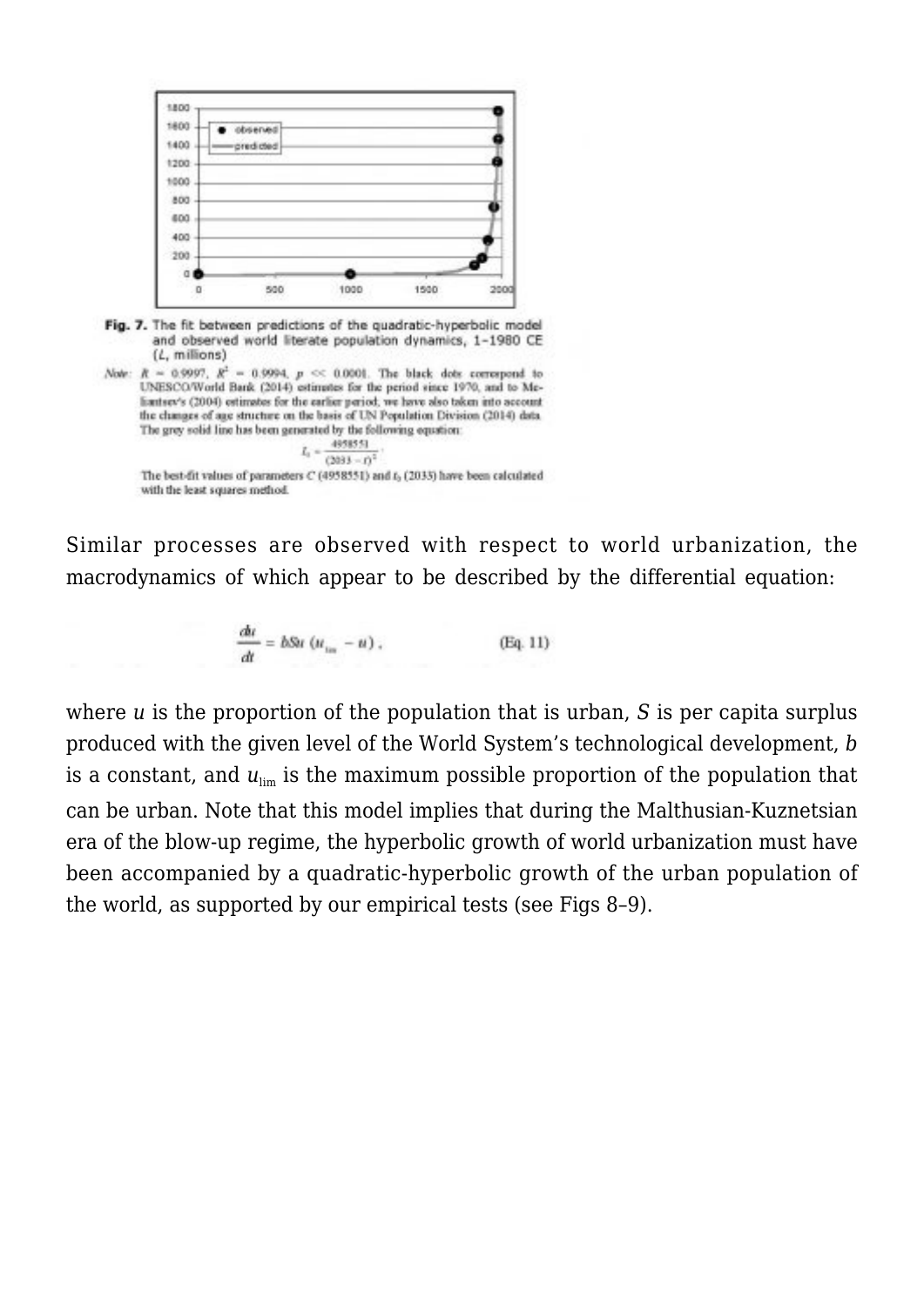**Fig. 7.** The fit between predictions of the quadratic-hyperbolic model and observed world literate population dynamics, 1–1980 CE ($L$, millions)

*Note*: $R = 0.9997$, $R^2 = 0.9994$, $p << 0.0001$. The black dots correspond to UNESCO/World Bank (2014) estimates for the period since 1970, and to Meliantsev's (2004) estimates for the earlier period; we have also taken into account the changes of age structure on the basis of UN Population Division (2014) data. The grey solid line has been generated by the following equation:

$$L_t = \frac{4958551}{(2033 - t)^2}.$$

The best-fit values of parameters $C$ (4958551) and $t_0$ (2033) have been calculated with the least squares method.

Similar processes are observed with respect to world urbanization, the macrodynamics of which appear to be described by the differential equation:

$$\frac{du}{dt} = bSu\,(u_{\lim} - u)\,, \qquad \text{(Eq. 11)}$$

where $u$ is the proportion of the population that is urban, $S$ is per capita surplus produced with the given level of the World System's technological development, $b$ is a constant, and $u_{\lim}$ is the maximum possible proportion of the population that can be urban. Note that this model implies that during the Malthusian-Kuznetsian era of the blow-up regime, the hyperbolic growth of world urbanization must have been accompanied by a quadratic-hyperbolic growth of the urban population of the world, as supported by our empirical tests (see Figs 8–9).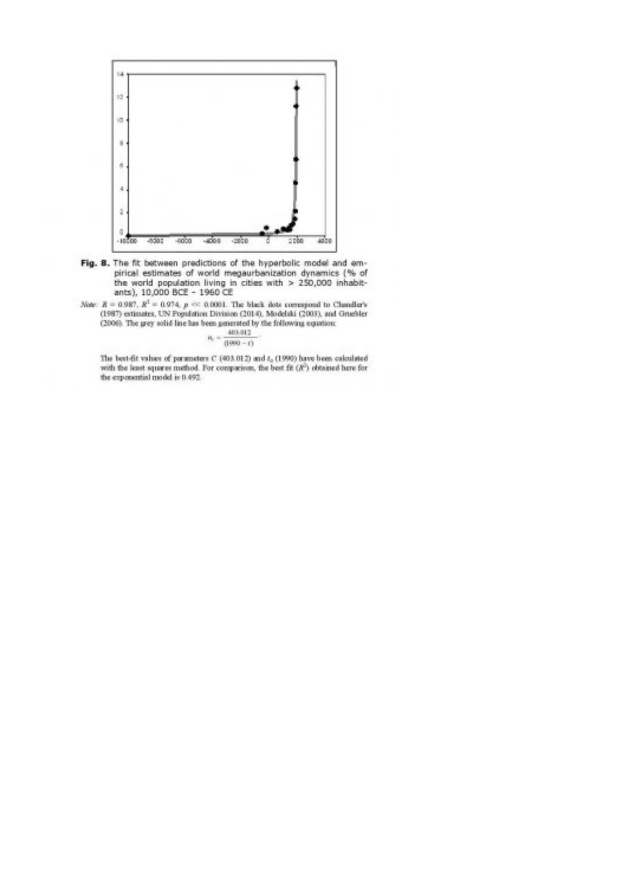**Fig. 8.** The fit between predictions of the hyperbolic model and empirical estimates of world megaurbanization dynamics (% of the world population living in cities with > 250,000 inhabitants), 10,000 BCE – 1960 CE

*Note:* $R = 0.987$, $R^2 = 0.974$, $p << 0.0001$. The black dots correspond to Chandler's (1987) estimates, UN Population Division (2014), Modelski (2003), and Gruebler (2006). The grey solid line has been generated by the following equation:

$$n_t = \frac{403.012}{(1990 - t)}$$

The best-fit values of parameters $C$ (403.012) and $t_0$ (1990) have been calculated with the least squares method. For comparison, the best fit ($R^2$) obtained here for the exponential model is 0.492.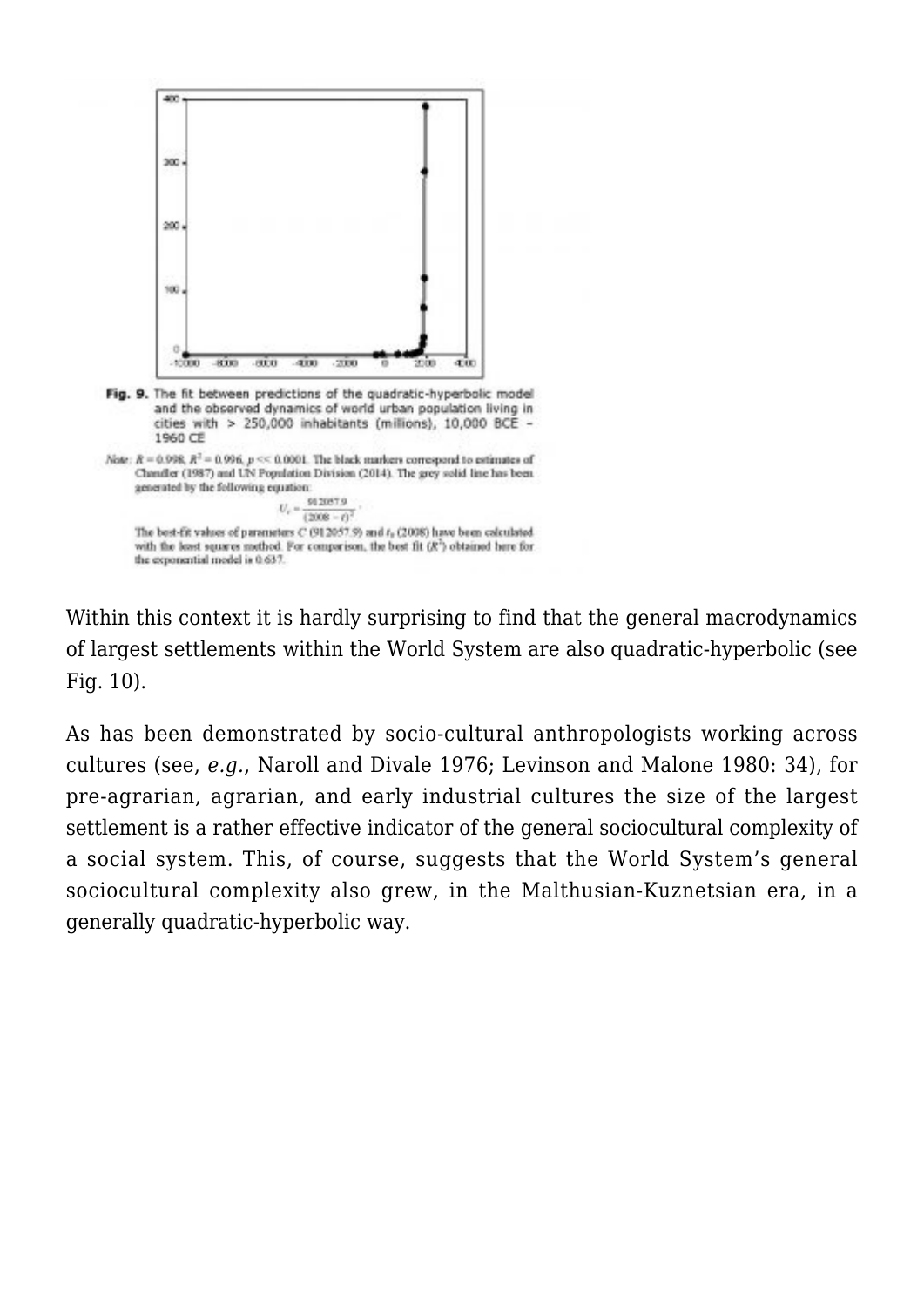**Fig. 9.** The fit between predictions of the quadratic-hyperbolic model and the observed dynamics of world urban population living in cities with > 250,000 inhabitants (millions), 10,000 BCE – 1960 CE

*Note:* $R = 0.998$, $R^2 = 0.996$, $p << 0.0001$. The black markers correspond to estimates of Chandler (1987) and UN Population Division (2014). The grey solid line has been generated by the following equation:

$$U_c = \frac{912057.9}{(2008 - t)^2}.$$

The best-fit values of parameters $C$ (912057.9) and $t_0$ (2008) have been calculated with the least squares method. For comparison, the best fit ($R^2$) obtained here for the exponential model is 0.637.

Within this context it is hardly surprising to find that the general macrodynamics of largest settlements within the World System are also quadratic-hyperbolic (see Fig. 10).

As has been demonstrated by socio-cultural anthropologists working across cultures (see, *e.g.*, Naroll and Divale 1976; Levinson and Malone 1980: 34), for pre-agrarian, agrarian, and early industrial cultures the size of the largest settlement is a rather effective indicator of the general sociocultural complexity of a social system. This, of course, suggests that the World System's general sociocultural complexity also grew, in the Malthusian-Kuznetsian era, in a generally quadratic-hyperbolic way.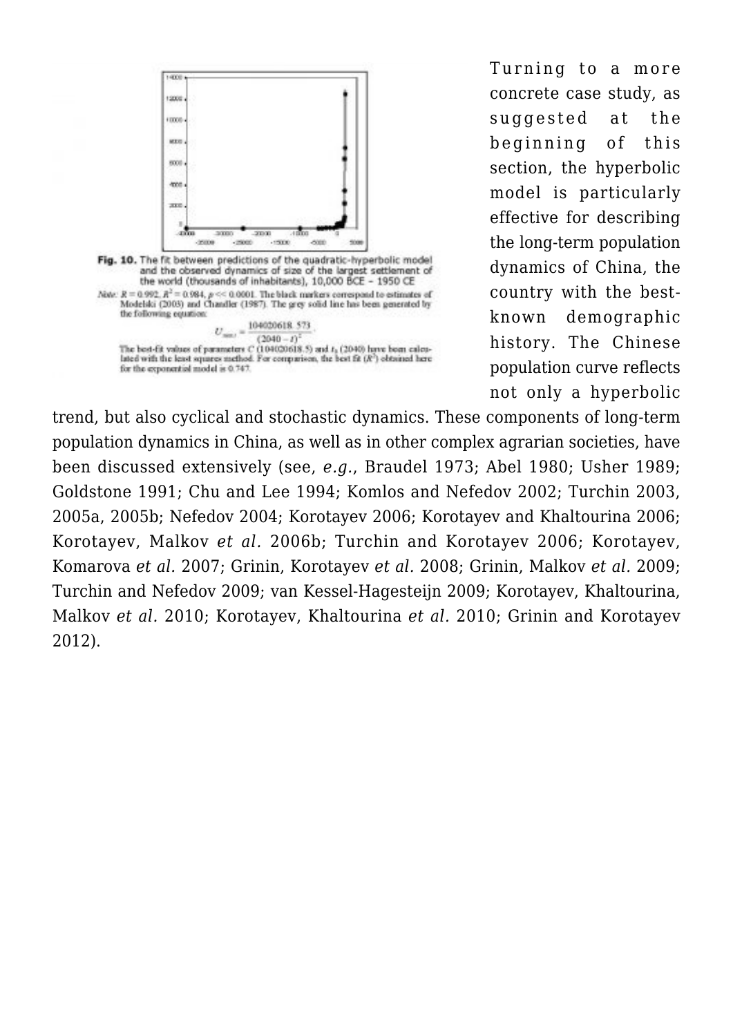**Fig. 10.** The fit between predictions of the quadratic-hyperbolic model and the observed dynamics of size of the largest settlement of the world (thousands of inhabitants), 10,000 BCE – 1950 CE

*Note:* $R = 0.992$, $R^2 = 0.984$, $p << 0.0001$. The black markers correspond to estimates of Modelski (2003) and Chandler (1987). The grey solid line has been generated by the following equation:

$$U_{(max)} = \frac{104020618.573}{(2040 - t)^2}.$$

The best-fit values of parameters $C$ (104020618.5) and $t_0$ (2040) have been calculated with the least squares method. For comparison, the best fit ($R^2$) obtained here for the exponential model is 0.747.

Turning to a more concrete case study, as suggested at the beginning of this section, the hyperbolic model is particularly effective for describing the long-term population dynamics of China, the country with the best-known demographic history. The Chinese population curve reflects not only a hyperbolic trend, but also cyclical and stochastic dynamics. These components of long-term population dynamics in China, as well as in other complex agrarian societies, have been discussed extensively (see, *e.g.*, Braudel 1973; Abel 1980; Usher 1989; Goldstone 1991; Chu and Lee 1994; Komlos and Nefedov 2002; Turchin 2003, 2005a, 2005b; Nefedov 2004; Korotayev 2006; Korotayev and Khaltourina 2006; Korotayev, Malkov *et al.* 2006b; Turchin and Korotayev 2006; Korotayev, Komarova *et al.* 2007; Grinin, Korotayev *et al.* 2008; Grinin, Malkov *et al.* 2009; Turchin and Nefedov 2009; van Kessel-Hagesteijn 2009; Korotayev, Khaltourina, Malkov *et al.* 2010; Korotayev, Khaltourina *et al.* 2010; Grinin and Korotayev 2012).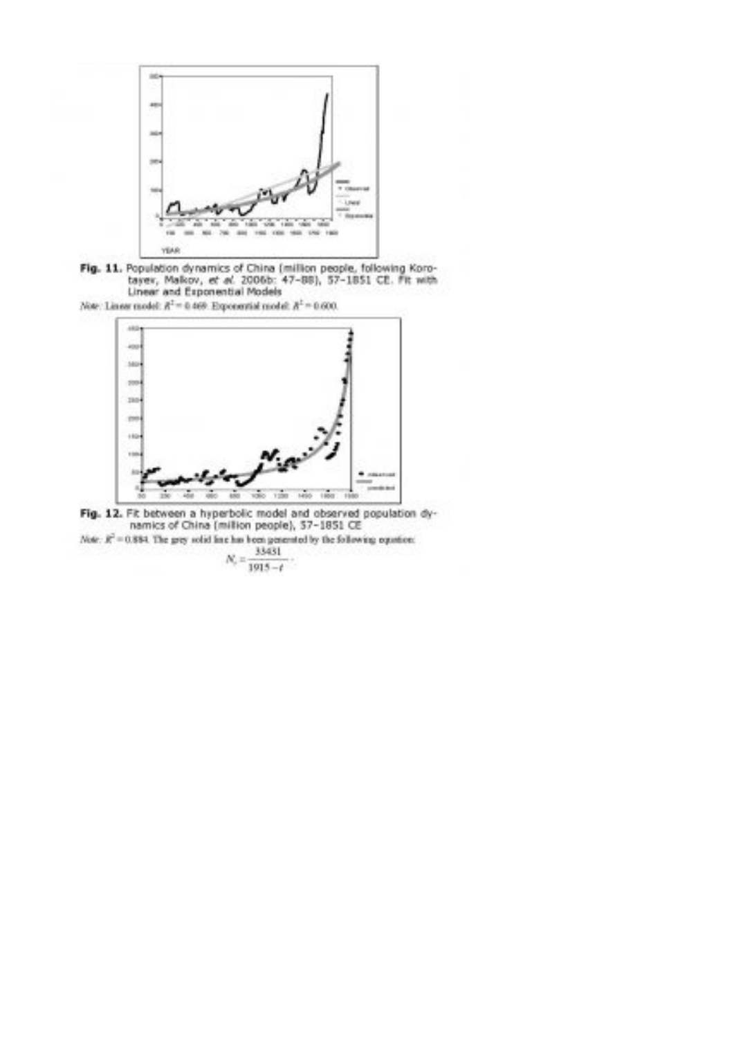**Fig. 11.** Population dynamics of China (million people, following Korotayev, Malkov, *et al.* 2006b: 47–88), 57–1851 CE. Fit with Linear and Exponential Models

*Note:* Linear model: $R^2 = 0.469$. Exponential model: $R^2 = 0.600$.

**Fig. 12.** Fit between a hyperbolic model and observed population dynamics of China (million people), 57–1851 CE

*Note:* $R^2 = 0.884$. The grey solid line has been generated by the following equation:

$$N_t = \frac{33431}{1915 - t}.$$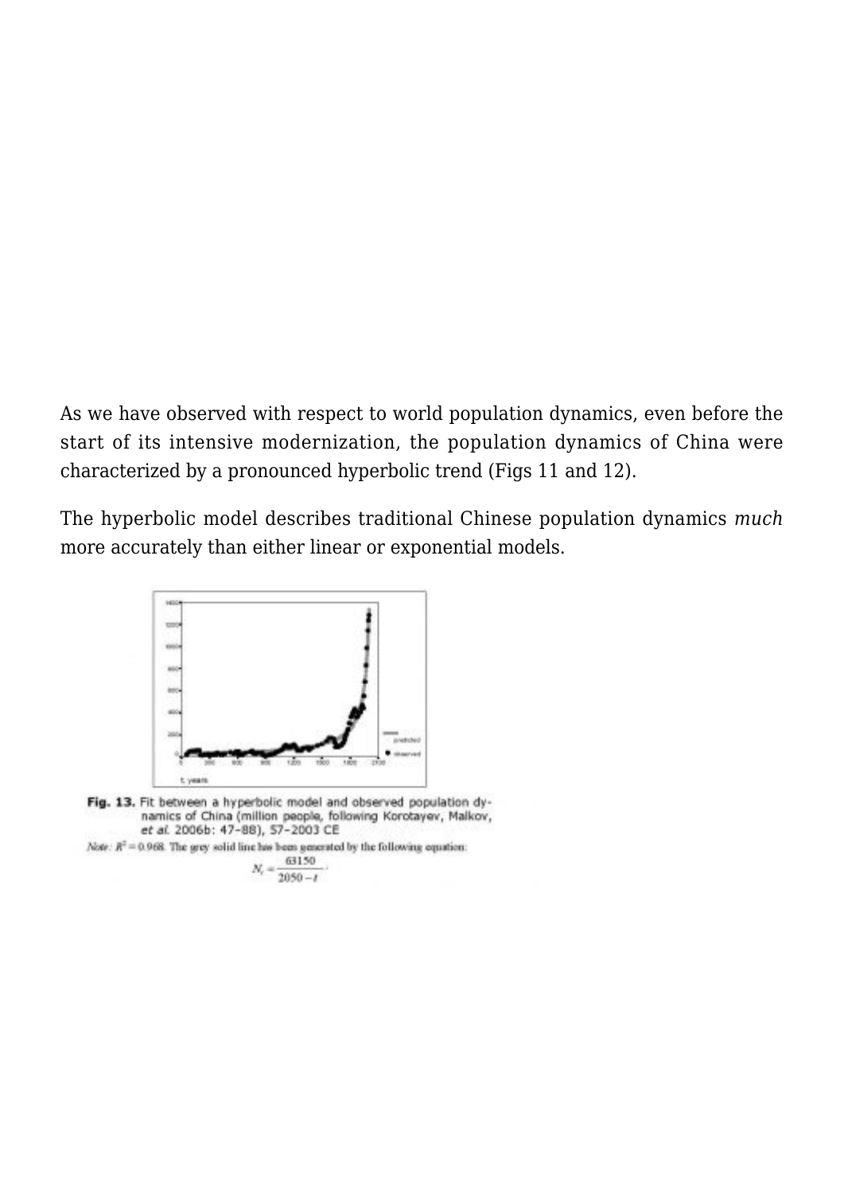As we have observed with respect to world population dynamics, even before the start of its intensive modernization, the population dynamics of China were characterized by a pronounced hyperbolic trend (Figs 11 and 12).

The hyperbolic model describes traditional Chinese population dynamics *much* more accurately than either linear or exponential models.

**Fig. 13.** Fit between a hyperbolic model and observed population dynamics of China (million people, following Korotayev, Malkov, *et al.* 2006b: 47–88), 57–2003 CE

*Note:* $R^2 = 0.968$. The grey solid line has been generated by the following equation:

$$N_t = \frac{63150}{2050 - t}$$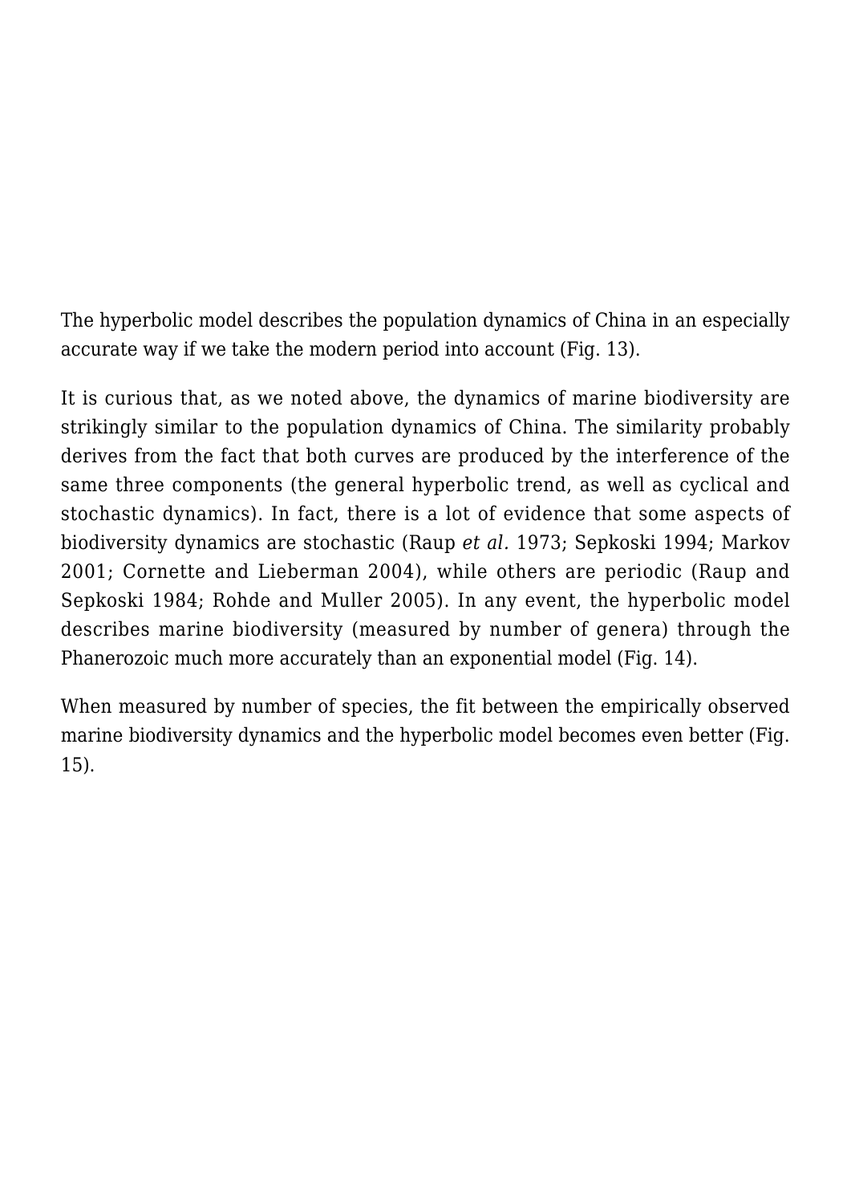The hyperbolic model describes the population dynamics of China in an especially accurate way if we take the modern period into account (Fig. 13).

It is curious that, as we noted above, the dynamics of marine biodiversity are strikingly similar to the population dynamics of China. The similarity probably derives from the fact that both curves are produced by the interference of the same three components (the general hyperbolic trend, as well as cyclical and stochastic dynamics). In fact, there is a lot of evidence that some aspects of biodiversity dynamics are stochastic (Raup *et al.* 1973; Sepkoski 1994; Markov 2001; Cornette and Lieberman 2004), while others are periodic (Raup and Sepkoski 1984; Rohde and Muller 2005). In any event, the hyperbolic model describes marine biodiversity (measured by number of genera) through the Phanerozoic much more accurately than an exponential model (Fig. 14).

When measured by number of species, the fit between the empirically observed marine biodiversity dynamics and the hyperbolic model becomes even better (Fig. 15).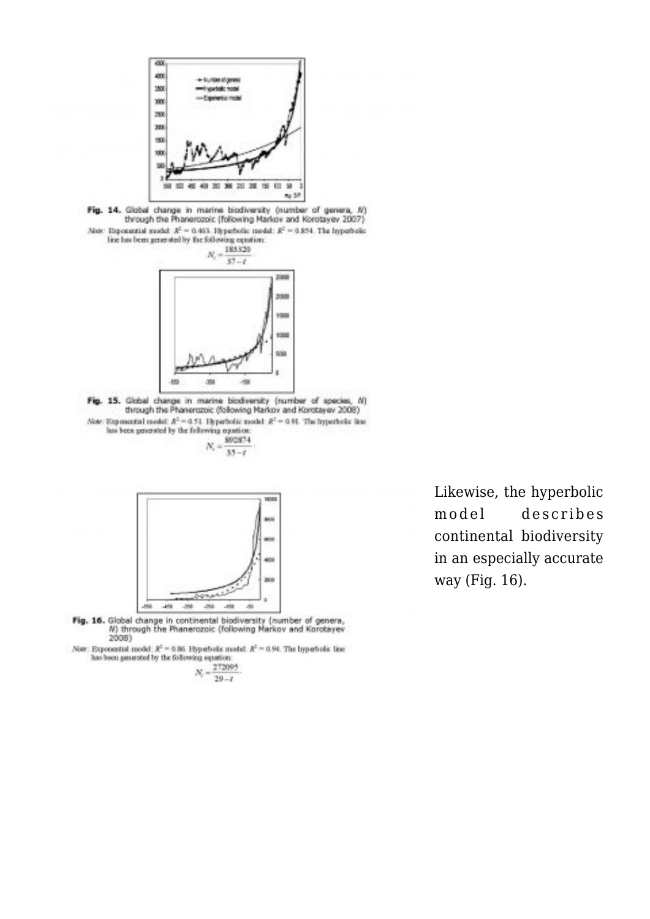**Fig. 14.** Global change in marine biodiversity (number of genera, *N*) through the Phanerozoic (following Markov and Korotayev 2007)

*Note:* Exponential model: $R^2 = 0.463$. Hyperbolic model: $R^2 = 0.854$. The hyperbolic line has been generated by the following equation:

$$N_t = \frac{183320}{37 - t}$$

**Fig. 15.** Global change in marine biodiversity (number of species, *N*) through the Phanerozoic (following Markov and Korotayev 2008)

*Note:* Exponential model: $R^2 = 0.51$. Hyperbolic model: $R^2 = 0.91$. The hyperbolic line has been generated by the following equation:

$$N_t = \frac{892874}{35 - t}$$

**Fig. 16.** Global change in continental biodiversity (number of genera, *N*) through the Phanerozoic (following Markov and Korotayev 2008)

*Note:* Exponential model: $R^2 = 0.86$. Hyperbolic model: $R^2 = 0.94$. The hyperbolic line has been generated by the following equation:

$$N_t = \frac{272095}{29 - t}$$

Likewise, the hyperbolic model describes continental biodiversity in an especially accurate way (Fig. 16).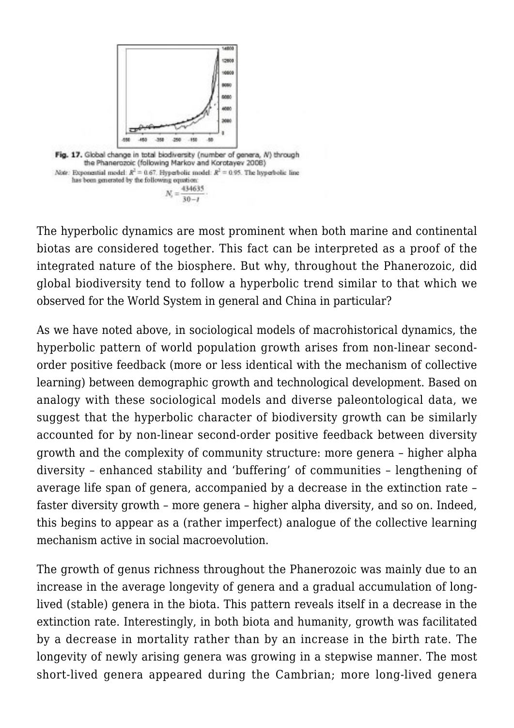**Fig. 17.** Global change in total biodiversity (number of genera, $N$) through the Phanerozoic (following Markov and Korotayev 2008)

*Note:* Exponential model: $R^2 = 0.67$. Hyperbolic model: $R^2 = 0.95$. The hyperbolic line has been generated by the following equation:

$$N_t = \frac{434635}{30 - t}$$

The hyperbolic dynamics are most prominent when both marine and continental biotas are considered together. This fact can be interpreted as a proof of the integrated nature of the biosphere. But why, throughout the Phanerozoic, did global biodiversity tend to follow a hyperbolic trend similar to that which we observed for the World System in general and China in particular?

As we have noted above, in sociological models of macrohistorical dynamics, the hyperbolic pattern of world population growth arises from non-linear second-order positive feedback (more or less identical with the mechanism of collective learning) between demographic growth and technological development. Based on analogy with these sociological models and diverse paleontological data, we suggest that the hyperbolic character of biodiversity growth can be similarly accounted for by non-linear second-order positive feedback between diversity growth and the complexity of community structure: more genera – higher alpha diversity – enhanced stability and 'buffering' of communities – lengthening of average life span of genera, accompanied by a decrease in the extinction rate – faster diversity growth – more genera – higher alpha diversity, and so on. Indeed, this begins to appear as a (rather imperfect) analogue of the collective learning mechanism active in social macroevolution.

The growth of genus richness throughout the Phanerozoic was mainly due to an increase in the average longevity of genera and a gradual accumulation of long-lived (stable) genera in the biota. This pattern reveals itself in a decrease in the extinction rate. Interestingly, in both biota and humanity, growth was facilitated by a decrease in mortality rather than by an increase in the birth rate. The longevity of newly arising genera was growing in a stepwise manner. The most short-lived genera appeared during the Cambrian; more long-lived genera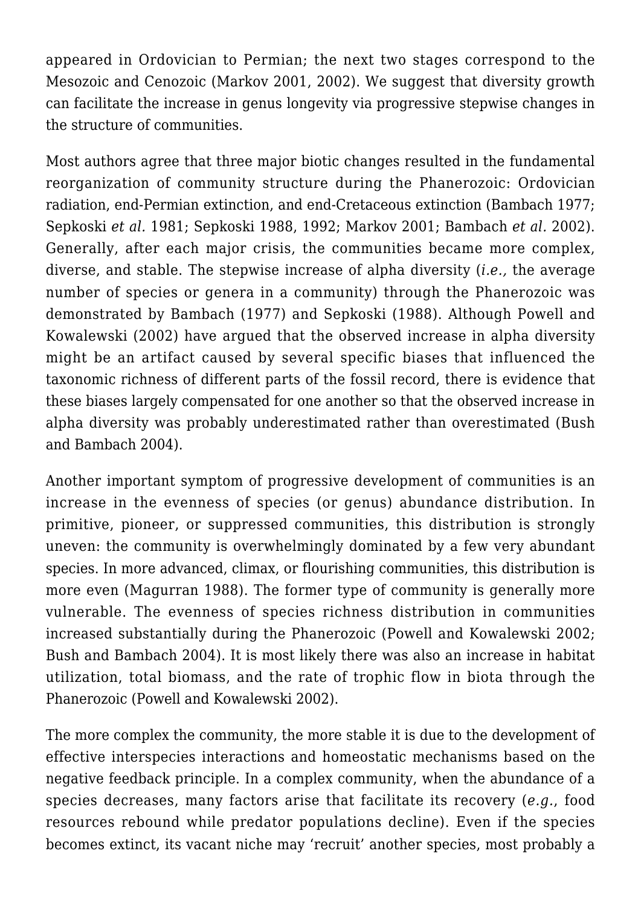appeared in Ordovician to Permian; the next two stages correspond to the Mesozoic and Cenozoic (Markov 2001, 2002). We suggest that diversity growth can facilitate the increase in genus longevity via progressive stepwise changes in the structure of communities.

Most authors agree that three major biotic changes resulted in the fundamental reorganization of community structure during the Phanerozoic: Ordovician radiation, end-Permian extinction, and end-Cretaceous extinction (Bambach 1977; Sepkoski *et al.* 1981; Sepkoski 1988, 1992; Markov 2001; Bambach *et al.* 2002). Generally, after each major crisis, the communities became more complex, diverse, and stable. The stepwise increase of alpha diversity (*i.e.,* the average number of species or genera in a community) through the Phanerozoic was demonstrated by Bambach (1977) and Sepkoski (1988). Although Powell and Kowalewski (2002) have argued that the observed increase in alpha diversity might be an artifact caused by several specific biases that influenced the taxonomic richness of different parts of the fossil record, there is evidence that these biases largely compensated for one another so that the observed increase in alpha diversity was probably underestimated rather than overestimated (Bush and Bambach 2004).

Another important symptom of progressive development of communities is an increase in the evenness of species (or genus) abundance distribution. In primitive, pioneer, or suppressed communities, this distribution is strongly uneven: the community is overwhelmingly dominated by a few very abundant species. In more advanced, climax, or flourishing communities, this distribution is more even (Magurran 1988). The former type of community is generally more vulnerable. The evenness of species richness distribution in communities increased substantially during the Phanerozoic (Powell and Kowalewski 2002; Bush and Bambach 2004). It is most likely there was also an increase in habitat utilization, total biomass, and the rate of trophic flow in biota through the Phanerozoic (Powell and Kowalewski 2002).

The more complex the community, the more stable it is due to the development of effective interspecies interactions and homeostatic mechanisms based on the negative feedback principle. In a complex community, when the abundance of a species decreases, many factors arise that facilitate its recovery (*e.g.*, food resources rebound while predator populations decline). Even if the species becomes extinct, its vacant niche may 'recruit' another species, most probably a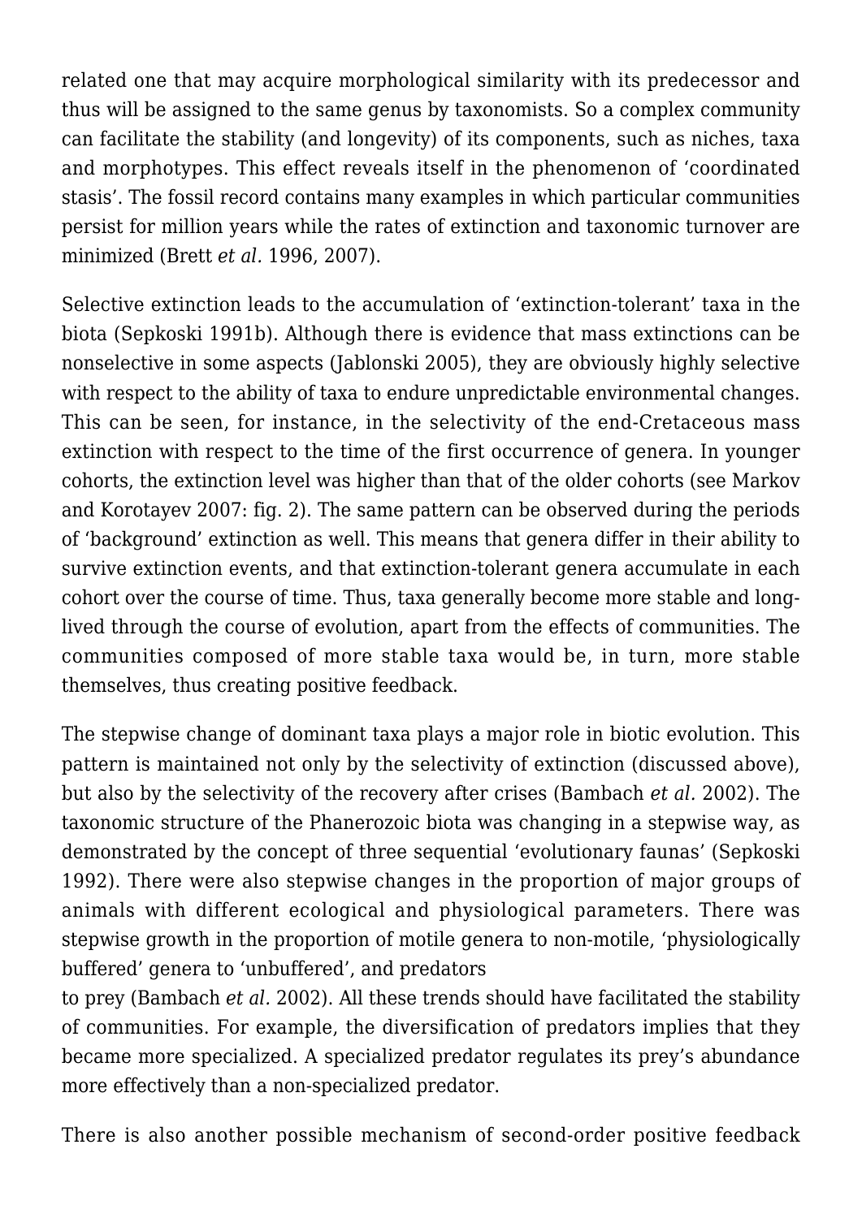related one that may acquire morphological similarity with its predecessor and thus will be assigned to the same genus by taxonomists. So a complex community can facilitate the stability (and longevity) of its components, such as niches, taxa and morphotypes. This effect reveals itself in the phenomenon of 'coordinated stasis'. The fossil record contains many examples in which particular communities persist for million years while the rates of extinction and taxonomic turnover are minimized (Brett *et al.* 1996, 2007).

Selective extinction leads to the accumulation of 'extinction-tolerant' taxa in the biota (Sepkoski 1991b). Although there is evidence that mass extinctions can be nonselective in some aspects (Jablonski 2005), they are obviously highly selective with respect to the ability of taxa to endure unpredictable environmental changes. This can be seen, for instance, in the selectivity of the end-Cretaceous mass extinction with respect to the time of the first occurrence of genera. In younger cohorts, the extinction level was higher than that of the older cohorts (see Markov and Korotayev 2007: fig. 2). The same pattern can be observed during the periods of 'background' extinction as well. This means that genera differ in their ability to survive extinction events, and that extinction-tolerant genera accumulate in each cohort over the course of time. Thus, taxa generally become more stable and long-lived through the course of evolution, apart from the effects of communities. The communities composed of more stable taxa would be, in turn, more stable themselves, thus creating positive feedback.

The stepwise change of dominant taxa plays a major role in biotic evolution. This pattern is maintained not only by the selectivity of extinction (discussed above), but also by the selectivity of the recovery after crises (Bambach *et al.* 2002). The taxonomic structure of the Phanerozoic biota was changing in a stepwise way, as demonstrated by the concept of three sequential 'evolutionary faunas' (Sepkoski 1992). There were also stepwise changes in the proportion of major groups of animals with different ecological and physiological parameters. There was stepwise growth in the proportion of motile genera to non-motile, 'physiologically buffered' genera to 'unbuffered', and predators to prey (Bambach *et al.* 2002). All these trends should have facilitated the stability of communities. For example, the diversification of predators implies that they became more specialized. A specialized predator regulates its prey's abundance more effectively than a non-specialized predator.

There is also another possible mechanism of second-order positive feedback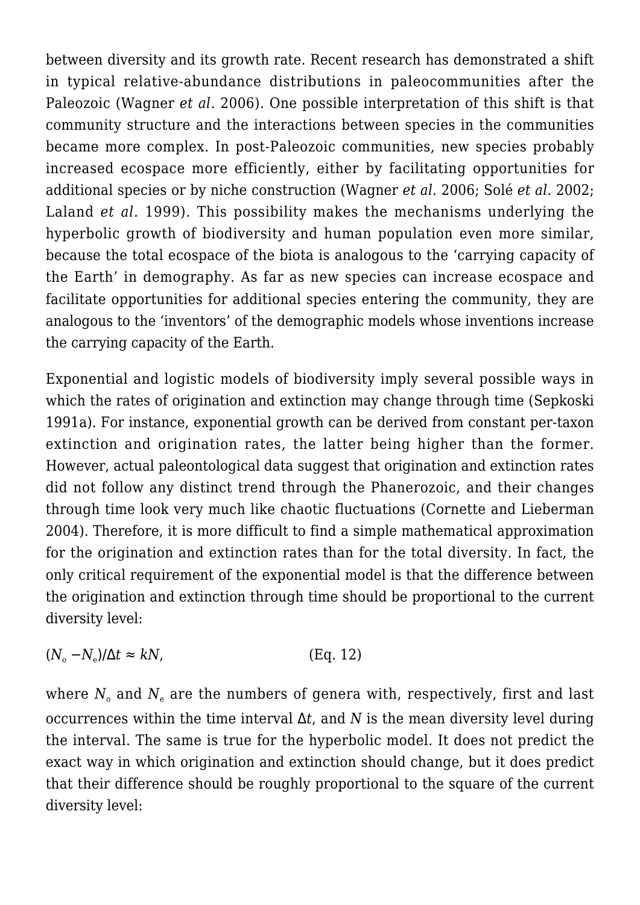between diversity and its growth rate. Recent research has demonstrated a shift in typical relative-abundance distributions in paleocommunities after the Paleozoic (Wagner *et al.* 2006). One possible interpretation of this shift is that community structure and the interactions between species in the communities became more complex. In post-Paleozoic communities, new species probably increased ecospace more efficiently, either by facilitating opportunities for additional species or by niche construction (Wagner *et al.* 2006; Solé *et al.* 2002; Laland *et al.* 1999). This possibility makes the mechanisms underlying the hyperbolic growth of biodiversity and human population even more similar, because the total ecospace of the biota is analogous to the 'carrying capacity of the Earth' in demography. As far as new species can increase ecospace and facilitate opportunities for additional species entering the community, they are analogous to the 'inventors' of the demographic models whose inventions increase the carrying capacity of the Earth.

Exponential and logistic models of biodiversity imply several possible ways in which the rates of origination and extinction may change through time (Sepkoski 1991a). For instance, exponential growth can be derived from constant per-taxon extinction and origination rates, the latter being higher than the former. However, actual paleontological data suggest that origination and extinction rates did not follow any distinct trend through the Phanerozoic, and their changes through time look very much like chaotic fluctuations (Cornette and Lieberman 2004). Therefore, it is more difficult to find a simple mathematical approximation for the origination and extinction rates than for the total diversity. In fact, the only critical requirement of the exponential model is that the difference between the origination and extinction through time should be proportional to the current diversity level:

$$(N_o - N_e)/\Delta t \approx kN, \qquad \text{(Eq. 12)}$$

where $N_o$ and $N_e$ are the numbers of genera with, respectively, first and last occurrences within the time interval $\Delta t$, and $N$ is the mean diversity level during the interval. The same is true for the hyperbolic model. It does not predict the exact way in which origination and extinction should change, but it does predict that their difference should be roughly proportional to the square of the current diversity level: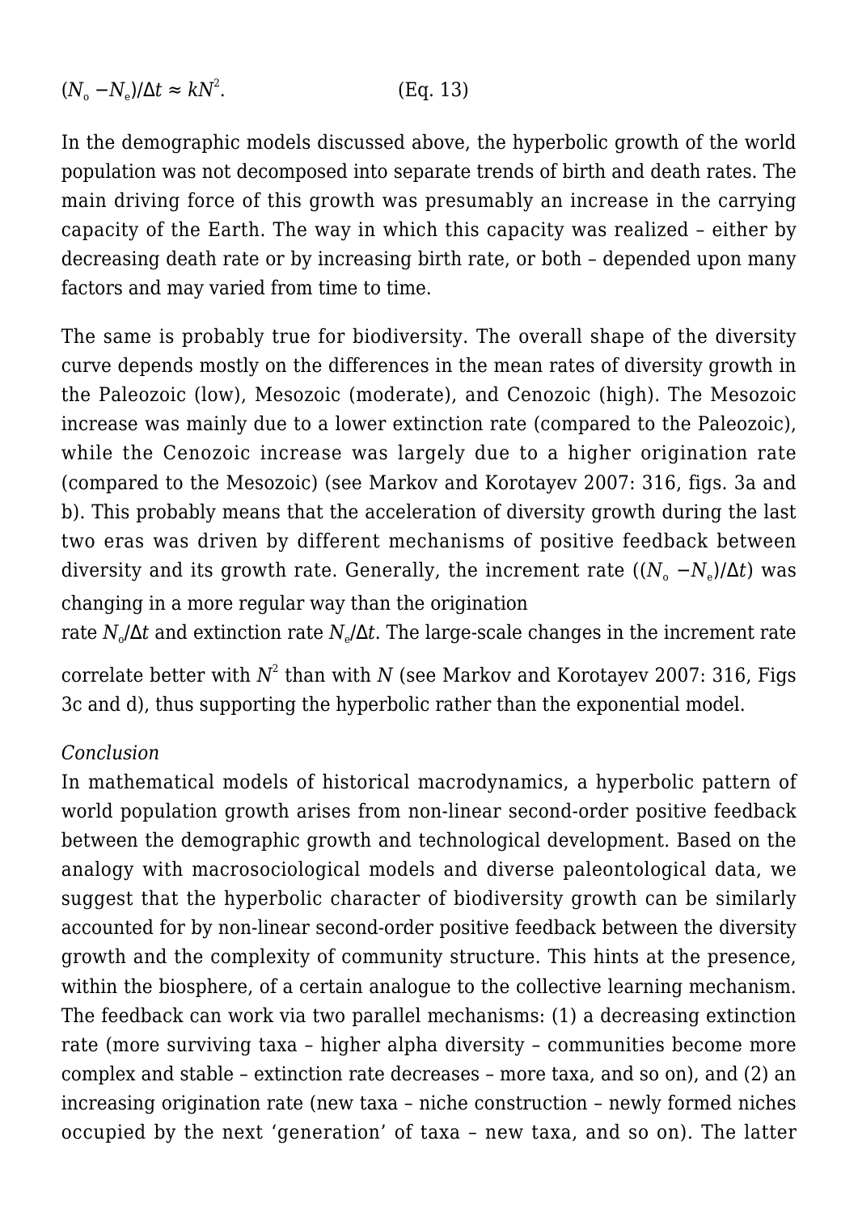$$(N_o - N_e)/\Delta t \approx kN^2. \qquad \text{(Eq. 13)}$$

In the demographic models discussed above, the hyperbolic growth of the world population was not decomposed into separate trends of birth and death rates. The main driving force of this growth was presumably an increase in the carrying capacity of the Earth. The way in which this capacity was realized – either by decreasing death rate or by increasing birth rate, or both – depended upon many factors and may varied from time to time.

The same is probably true for biodiversity. The overall shape of the diversity curve depends mostly on the differences in the mean rates of diversity growth in the Paleozoic (low), Mesozoic (moderate), and Cenozoic (high). The Mesozoic increase was mainly due to a lower extinction rate (compared to the Paleozoic), while the Cenozoic increase was largely due to a higher origination rate (compared to the Mesozoic) (see Markov and Korotayev 2007: 316, figs. 3a and b). This probably means that the acceleration of diversity growth during the last two eras was driven by different mechanisms of positive feedback between diversity and its growth rate. Generally, the increment rate ($(N_o - N_e)/\Delta t$) was changing in a more regular way than the origination rate $N_o/\Delta t$ and extinction rate $N_e/\Delta t$. The large-scale changes in the increment rate correlate better with $N^2$ than with $N$ (see Markov and Korotayev 2007: 316, Figs 3c and d), thus supporting the hyperbolic rather than the exponential model.

*Conclusion*

In mathematical models of historical macrodynamics, a hyperbolic pattern of world population growth arises from non-linear second-order positive feedback between the demographic growth and technological development. Based on the analogy with macrosociological models and diverse paleontological data, we suggest that the hyperbolic character of biodiversity growth can be similarly accounted for by non-linear second-order positive feedback between the diversity growth and the complexity of community structure. This hints at the presence, within the biosphere, of a certain analogue to the collective learning mechanism. The feedback can work via two parallel mechanisms: (1) a decreasing extinction rate (more surviving taxa – higher alpha diversity – communities become more complex and stable – extinction rate decreases – more taxa, and so on), and (2) an increasing origination rate (new taxa – niche construction – newly formed niches occupied by the next 'generation' of taxa – new taxa, and so on). The latter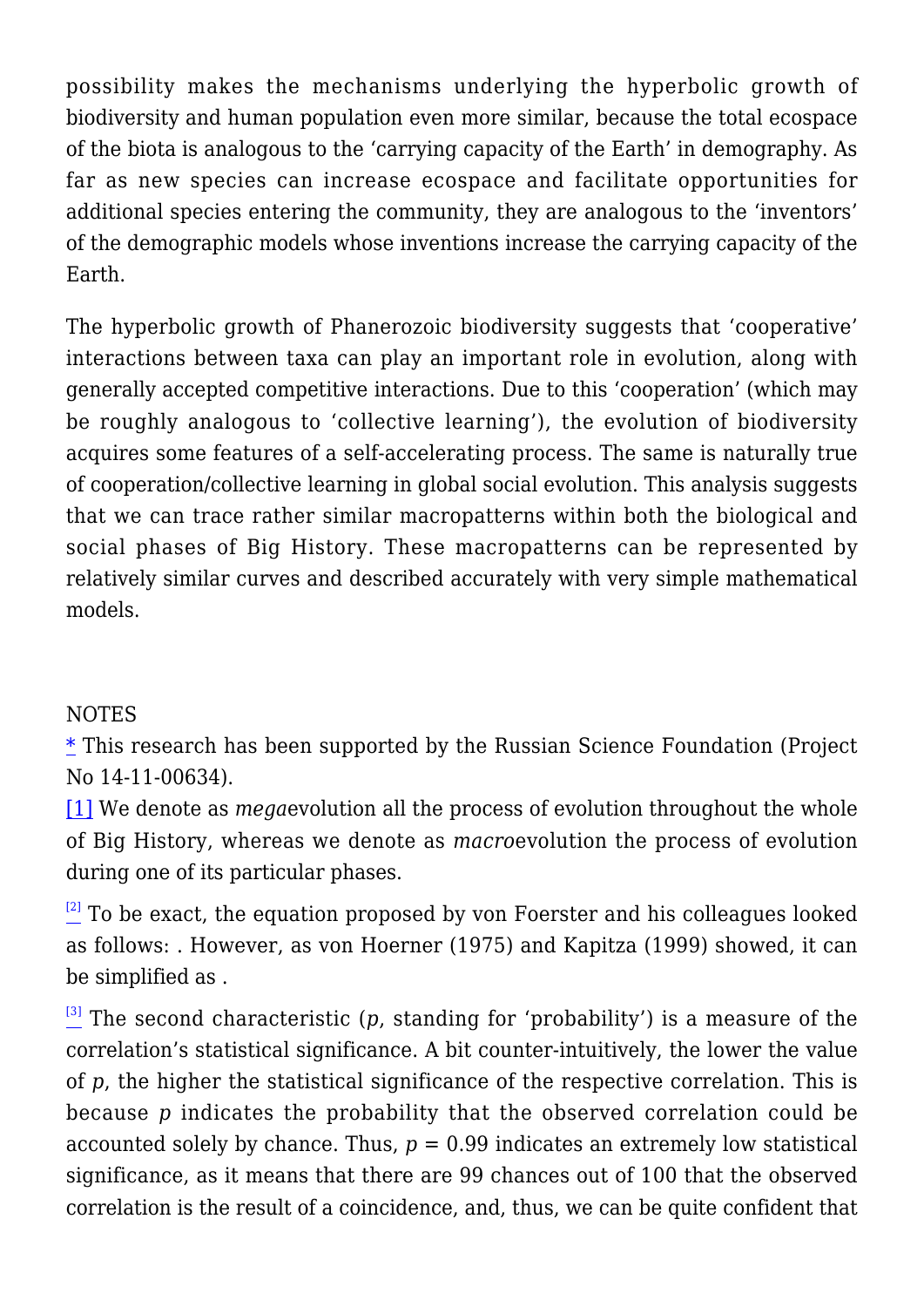possibility makes the mechanisms underlying the hyperbolic growth of biodiversity and human population even more similar, because the total ecospace of the biota is analogous to the 'carrying capacity of the Earth' in demography. As far as new species can increase ecospace and facilitate opportunities for additional species entering the community, they are analogous to the 'inventors' of the demographic models whose inventions increase the carrying capacity of the Earth.

The hyperbolic growth of Phanerozoic biodiversity suggests that 'cooperative' interactions between taxa can play an important role in evolution, along with generally accepted competitive interactions. Due to this 'cooperation' (which may be roughly analogous to 'collective learning'), the evolution of biodiversity acquires some features of a self-accelerating process. The same is naturally true of cooperation/collective learning in global social evolution. This analysis suggests that we can trace rather similar macropatterns within both the biological and social phases of Big History. These macropatterns can be represented by relatively similar curves and described accurately with very simple mathematical models.

NOTES

* This research has been supported by the Russian Science Foundation (Project No 14-11-00634).

[1] We denote as *mega*evolution all the process of evolution throughout the whole of Big History, whereas we denote as *macro*evolution the process of evolution during one of its particular phases.

[2] To be exact, the equation proposed by von Foerster and his colleagues looked as follows: . However, as von Hoerner (1975) and Kapitza (1999) showed, it can be simplified as .

[3] The second characteristic ($p$, standing for 'probability') is a measure of the correlation's statistical significance. A bit counter-intuitively, the lower the value of $p$, the higher the statistical significance of the respective correlation. This is because $p$ indicates the probability that the observed correlation could be accounted solely by chance. Thus, $p = 0.99$ indicates an extremely low statistical significance, as it means that there are 99 chances out of 100 that the observed correlation is the result of a coincidence, and, thus, we can be quite confident that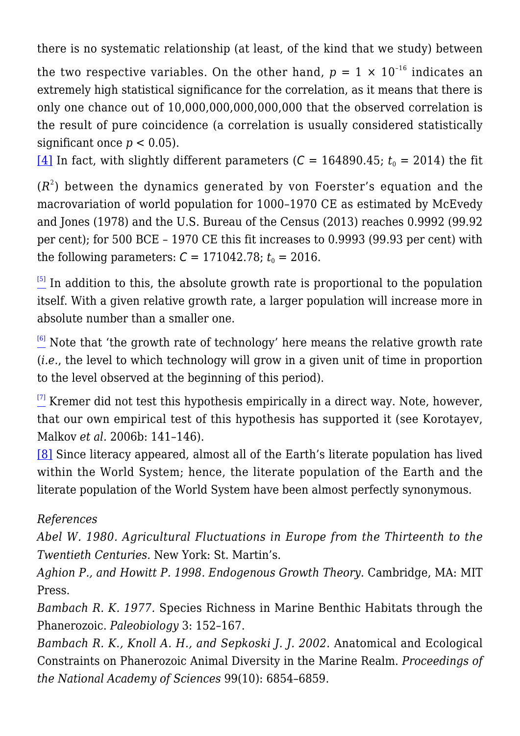there is no systematic relationship (at least, of the kind that we study) between the two respective variables. On the other hand, $p = 1 \times 10^{-16}$ indicates an extremely high statistical significance for the correlation, as it means that there is only one chance out of 10,000,000,000,000,000 that the observed correlation is the result of pure coincidence (a correlation is usually considered statistically significant once $p < 0.05$).

[4] In fact, with slightly different parameters ($C = 164890.45$; $t_0 = 2014$) the fit ($R^2$) between the dynamics generated by von Foerster's equation and the macrovariation of world population for 1000–1970 CE as estimated by McEvedy and Jones (1978) and the U.S. Bureau of the Census (2013) reaches 0.9992 (99.92 per cent); for 500 BCE – 1970 CE this fit increases to 0.9993 (99.93 per cent) with the following parameters: $C = 171042.78$; $t_0 = 2016$.

[5] In addition to this, the absolute growth rate is proportional to the population itself. With a given relative growth rate, a larger population will increase more in absolute number than a smaller one.

[6] Note that 'the growth rate of technology' here means the relative growth rate (*i.e.*, the level to which technology will grow in a given unit of time in proportion to the level observed at the beginning of this period).

[7] Kremer did not test this hypothesis empirically in a direct way. Note, however, that our own empirical test of this hypothesis has supported it (see Korotayev, Malkov *et al.* 2006b: 141–146).

[8] Since literacy appeared, almost all of the Earth's literate population has lived within the World System; hence, the literate population of the Earth and the literate population of the World System have been almost perfectly synonymous.

*References*

*Abel W. 1980. Agricultural Fluctuations in Europe from the Thirteenth to the Twentieth Centuries.* New York: St. Martin's.

*Aghion P., and Howitt P. 1998. Endogenous Growth Theory.* Cambridge, MA: MIT Press.

*Bambach R. K. 1977.* Species Richness in Marine Benthic Habitats through the Phanerozoic. *Paleobiology* 3: 152–167.

*Bambach R. K., Knoll A. H., and Sepkoski J. J. 2002.* Anatomical and Ecological Constraints on Phanerozoic Animal Diversity in the Marine Realm. *Proceedings of the National Academy of Sciences* 99(10): 6854–6859.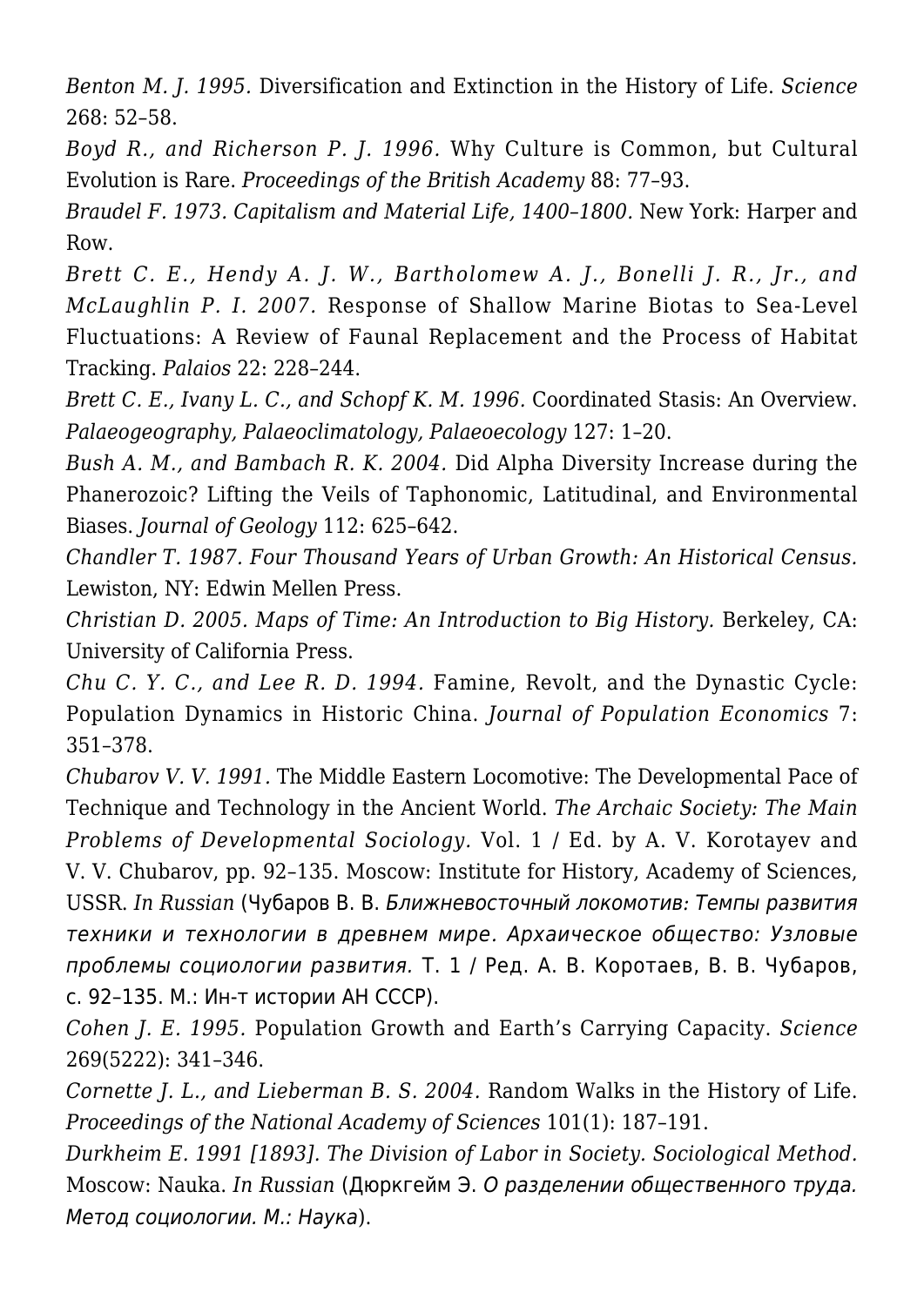*Benton M. J. 1995.* Diversification and Extinction in the History of Life. *Science* 268: 52–58.

*Boyd R., and Richerson P. J. 1996.* Why Culture is Common, but Cultural Evolution is Rare. *Proceedings of the British Academy* 88: 77–93.

*Braudel F. 1973. Capitalism and Material Life, 1400–1800.* New York: Harper and Row.

*Brett C. E., Hendy A. J. W., Bartholomew A. J., Bonelli J. R., Jr., and McLaughlin P. I. 2007.* Response of Shallow Marine Biotas to Sea-Level Fluctuations: A Review of Faunal Replacement and the Process of Habitat Tracking. *Palaios* 22: 228–244.

*Brett C. E., Ivany L. C., and Schopf K. M. 1996.* Coordinated Stasis: An Overview. *Palaeogeography, Palaeoclimatology, Palaeoecology* 127: 1–20.

*Bush A. M., and Bambach R. K. 2004.* Did Alpha Diversity Increase during the Phanerozoic? Lifting the Veils of Taphonomic, Latitudinal, and Environmental Biases. *Journal of Geology* 112: 625–642.

*Chandler T. 1987. Four Thousand Years of Urban Growth: An Historical Census.* Lewiston, NY: Edwin Mellen Press.

*Christian D. 2005. Maps of Time: An Introduction to Big History.* Berkeley, CA: University of California Press.

*Chu C. Y. C., and Lee R. D. 1994.* Famine, Revolt, and the Dynastic Cycle: Population Dynamics in Historic China. *Journal of Population Economics* 7: 351–378.

*Chubarov V. V. 1991.* The Middle Eastern Locomotive: The Developmental Pace of Technique and Technology in the Ancient World. *The Archaic Society: The Main Problems of Developmental Sociology.* Vol. 1 / Ed. by A. V. Korotayev and V. V. Chubarov, pp. 92–135. Moscow: Institute for History, Academy of Sciences, USSR. *In Russian* (Чубаров В. В. *Ближневосточный локомотив: Темпы развития техники и технологии в древнем мире. Архаическое общество: Узловые проблемы социологии развития.* Т. 1 / Ред. А. В. Коротаев, В. В. Чубаров, с. 92–135. М.: Ин-т истории АН СССР).

*Cohen J. E. 1995.* Population Growth and Earth's Carrying Capacity. *Science* 269(5222): 341–346.

*Cornette J. L., and Lieberman B. S. 2004.* Random Walks in the History of Life. *Proceedings of the National Academy of Sciences* 101(1): 187–191.

*Durkheim E. 1991 [1893]. The Division of Labor in Society. Sociological Method.* Moscow: Nauka. *In Russian* (Дюркгейм Э. *О разделении общественного труда. Метод социологии. М.: Наука*).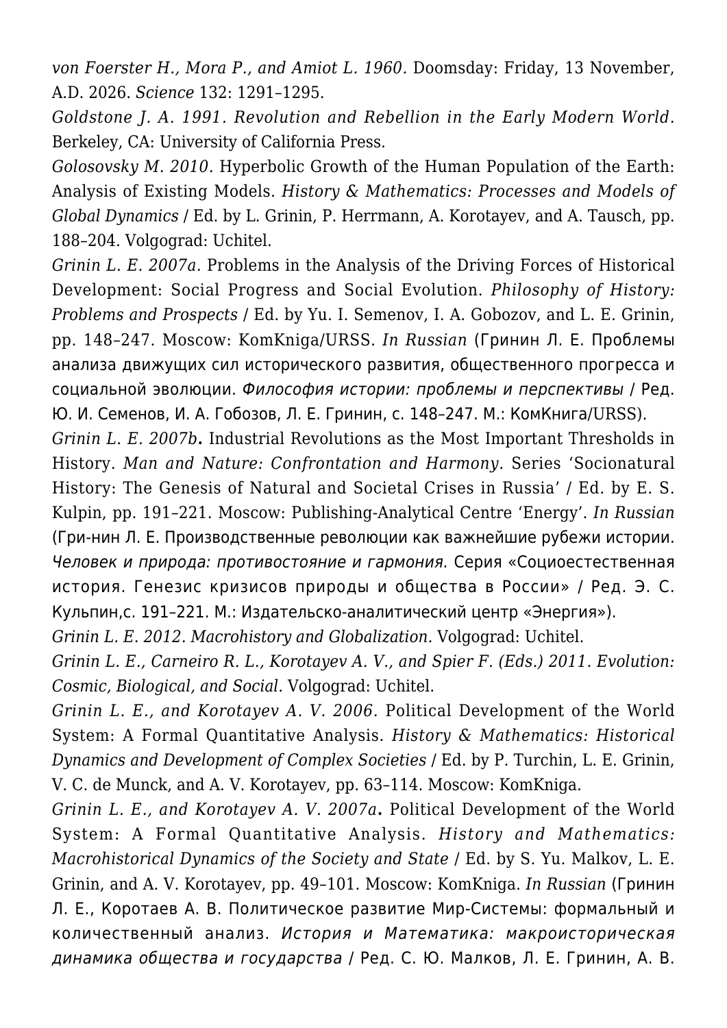*von Foerster H., Mora P., and Amiot L. 1960.* Doomsday: Friday, 13 November, A.D. 2026. *Science* 132: 1291–1295.

*Goldstone J. A. 1991. Revolution and Rebellion in the Early Modern World.* Berkeley, CA: University of California Press.

*Golosovsky M. 2010.* Hyperbolic Growth of the Human Population of the Earth: Analysis of Existing Models. *History & Mathematics: Processes and Models of Global Dynamics* / Ed. by L. Grinin, P. Herrmann, A. Korotayev, and A. Tausch, pp. 188–204. Volgograd: Uchitel.

*Grinin L. E. 2007a.* Problems in the Analysis of the Driving Forces of Historical Development: Social Progress and Social Evolution. *Philosophy of History: Problems and Prospects* / Ed. by Yu. I. Semenov, I. A. Gobozov, and L. E. Grinin, pp. 148–247. Moscow: KomKniga/URSS. *In Russian* (Гринин Л. Е. Проблемы анализа движущих сил исторического развития, общественного прогресса и социальной эволюции. *Философия истории: проблемы и перспективы* / Ред. Ю. И. Семенов, И. А. Гобозов, Л. Е. Гринин, с. 148–247. М.: КомКнига/URSS).

*Grinin L. E. 2007b***.** Industrial Revolutions as the Most Important Thresholds in History. *Man and Nature: Confrontation and Harmony.* Series 'Socionatural History: The Genesis of Natural and Societal Crises in Russia' / Ed. by E. S. Kulpin, pp. 191–221. Moscow: Publishing-Analytical Centre 'Energy'. *In Russian* (Гри-нин Л. Е. Производственные революции как важнейшие рубежи истории. *Человек и природа: противостояние и гармония.* Серия «Социоестественная история. Генезис кризисов природы и общества в России» / Ред. Э. С. Кульпин,с. 191–221. М.: Издательско-аналитический центр «Энергия»).

*Grinin L. E. 2012. Macrohistory and Globalization.* Volgograd: Uchitel.

*Grinin L. E., Carneiro R. L., Korotayev A. V., and Spier F. (Eds.) 2011. Evolution: Cosmic, Biological, and Social.* Volgograd: Uchitel.

*Grinin L. E., and Korotayev A. V. 2006.* Political Development of the World System: A Formal Quantitative Analysis. *History & Mathematics: Historical Dynamics and Development of Complex Societies* / Ed. by P. Turchin, L. E. Grinin, V. C. de Munck, and A. V. Korotayev, pp. 63–114. Moscow: KomKniga.

*Grinin L. E., and Korotayev A. V. 2007a***.** Political Development of the World System: A Formal Quantitative Analysis. *History and Mathematics: Macrohistorical Dynamics of the Society and State* / Ed. by S. Yu. Malkov, L. E. Grinin, and A. V. Korotayev, pp. 49–101. Moscow: KomKniga. *In Russian* (Гринин Л. Е., Коротаев А. В. Политическое развитие Мир-Системы: формальный и количественный анализ. *История и Математика: макроисторическая динамика общества и государства* / Ред. С. Ю. Малков, Л. Е. Гринин, А. В.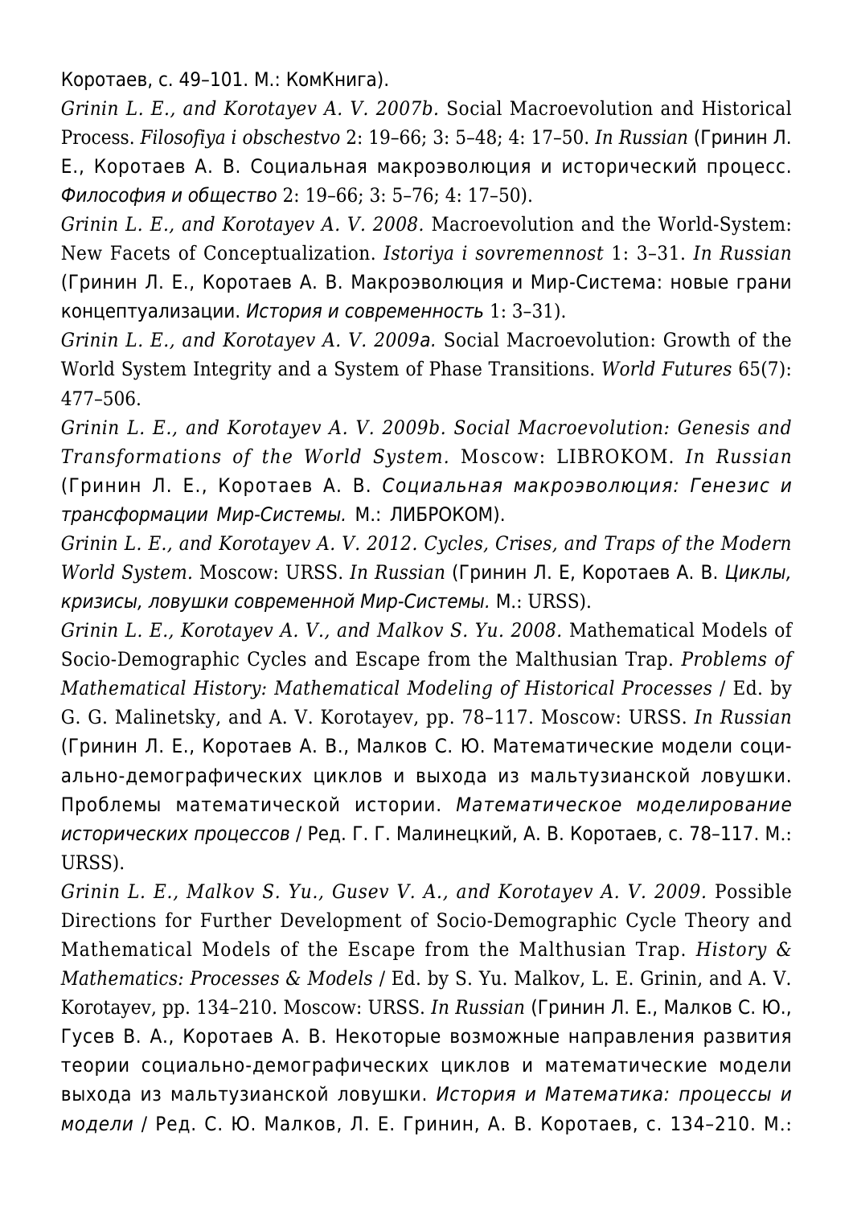Коротаев, с. 49–101. М.: КомКнига).

*Grinin L. E., and Korotayev A. V. 2007b.* Social Macroevolution and Historical Process. *Filosofiya i obschestvo* 2: 19–66; 3: 5–48; 4: 17–50. *In Russian* (Гринин Л. Е., Коротаев А. В. Социальная макроэволюция и исторический процесс. *Философия и общество* 2: 19–66; 3: 5–76; 4: 17–50).

*Grinin L. E., and Korotayev A. V. 2008.* Macroevolution and the World-System: New Facets of Conceptualization. *Istoriya i sovremennost* 1: 3–31. *In Russian* (Гринин Л. Е., Коротаев А. В. Макроэволюция и Мир-Система: новые грани концептуализации. *История и современность* 1: 3–31).

*Grinin L. E., and Korotayev A. V. 2009a.* Social Macroevolution: Growth of the World System Integrity and a System of Phase Transitions. *World Futures* 65(7): 477–506.

*Grinin L. E., and Korotayev A. V. 2009b. Social Macroevolution: Genesis and Transformations of the World System.* Moscow: LIBROKOM. *In Russian* (Гринин Л. Е., Коротаев А. В. *Социальная макроэволюция: Генезис и трансформации Мир-Системы.* М.: ЛИБРОКОМ).

*Grinin L. E., and Korotayev A. V. 2012. Cycles, Crises, and Traps of the Modern World System.* Moscow: URSS. *In Russian* (Гринин Л. Е, Коротаев А. В. *Циклы, кризисы, ловушки современной Мир-Системы.* М.: URSS).

*Grinin L. E., Korotayev A. V., and Malkov S. Yu. 2008.* Mathematical Models of Socio-Demographic Cycles and Escape from the Malthusian Trap. *Problems of Mathematical History: Mathematical Modeling of Historical Processes* / Ed. by G. G. Malinetsky, and A. V. Korotayev, pp. 78–117. Moscow: URSS. *In Russian* (Гринин Л. Е., Коротаев А. В., Малков С. Ю. Математические модели социально-демографических циклов и выхода из мальтузианской ловушки. Проблемы математической истории. *Математическое моделирование исторических процессов* / Ред. Г. Г. Малинецкий, А. В. Коротаев, с. 78–117. М.: URSS).

*Grinin L. E., Malkov S. Yu., Gusev V. A., and Korotayev A. V. 2009.* Possible Directions for Further Development of Socio-Demographic Cycle Theory and Mathematical Models of the Escape from the Malthusian Trap. *History & Mathematics: Processes & Models* / Ed. by S. Yu. Malkov, L. E. Grinin, and A. V. Korotayev, pp. 134–210. Moscow: URSS. *In Russian* (Гринин Л. Е., Малков С. Ю., Гусев В. А., Коротаев А. В. Некоторые возможные направления развития теории социально-демографических циклов и математические модели выхода из мальтузианской ловушки. *История и Математика: процессы и модели* / Ред. С. Ю. Малков, Л. Е. Гринин, А. В. Коротаев, с. 134–210. М.: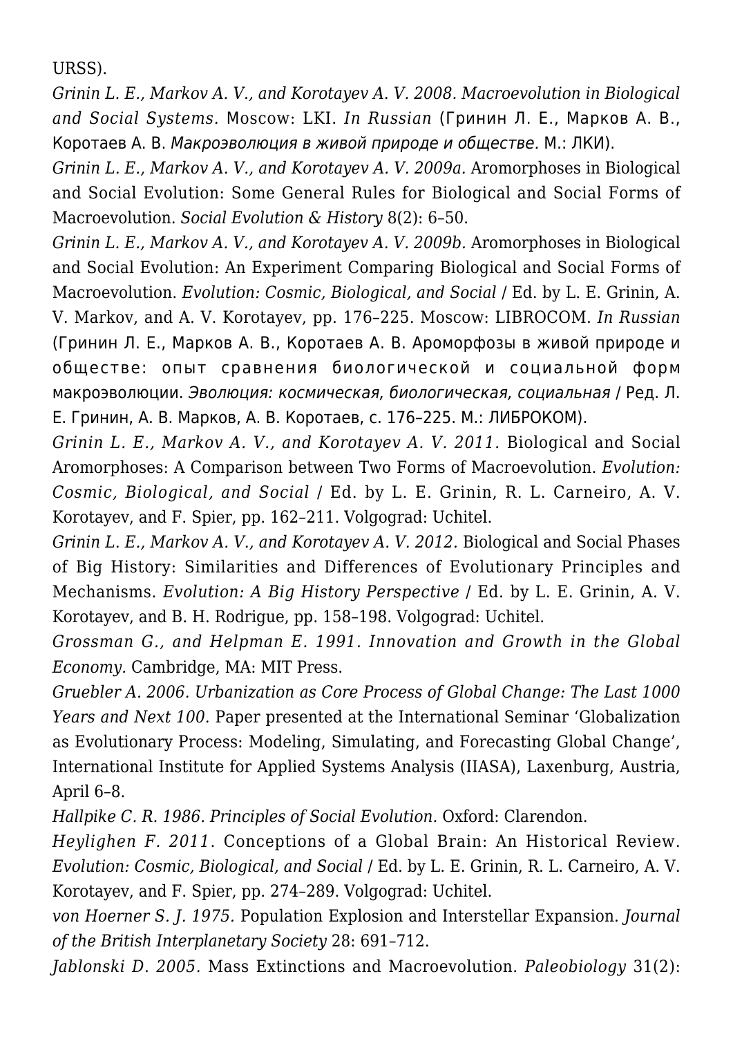URSS).

*Grinin L. E., Markov A. V., and Korotayev A. V. 2008. Macroevolution in Biological and Social Systems.* Moscow: LKI. *In Russian* (Гринин Л. Е., Марков А. В., Коротаев А. В. *Макроэволюция в живой природе и обществе.* М.: ЛКИ).

*Grinin L. E., Markov A. V., and Korotayev A. V. 2009a.* Aromorphoses in Biological and Social Evolution: Some General Rules for Biological and Social Forms of Macroevolution. *Social Evolution & History* 8(2): 6–50.

*Grinin L. E., Markov A. V., and Korotayev A. V. 2009b.* Aromorphoses in Biological and Social Evolution: An Experiment Comparing Biological and Social Forms of Macroevolution. *Evolution: Cosmic, Biological, and Social* / Ed. by L. E. Grinin, A. V. Markov, and A. V. Korotayev, pp. 176–225. Moscow: LIBROCOM. *In Russian* (Гринин Л. Е., Марков А. В., Коротаев А. В. Ароморфозы в живой природе и обществе: опыт сравнения биологической и социальной форм макроэволюции. *Эволюция: космическая, биологическая, социальная* / Ред. Л. Е. Гринин, А. В. Марков, А. В. Коротаев, с. 176–225. М.: ЛИБРОКОМ).

*Grinin L. E., Markov A. V., and Korotayev A. V. 2011.* Biological and Social Aromorphoses: A Comparison between Two Forms of Macroevolution. *Evolution: Cosmic, Biological, and Social* / Ed. by L. E. Grinin, R. L. Carneiro, A. V. Korotayev, and F. Spier, pp. 162–211. Volgograd: Uchitel.

*Grinin L. E., Markov A. V., and Korotayev A. V. 2012.* Biological and Social Phases of Big History: Similarities and Differences of Evolutionary Principles and Mechanisms. *Evolution: A Big History Perspective* / Ed. by L. E. Grinin, A. V. Korotayev, and B. H. Rodrigue, pp. 158–198. Volgograd: Uchitel.

*Grossman G., and Helpman E. 1991. Innovation and Growth in the Global Economy.* Cambridge, MA: MIT Press.

*Gruebler A. 2006. Urbanization as Core Process of Global Change: The Last 1000 Years and Next 100.* Paper presented at the International Seminar 'Globalization as Evolutionary Process: Modeling, Simulating, and Forecasting Global Change', International Institute for Applied Systems Analysis (IIASA), Laxenburg, Austria, April 6–8.

*Hallpike C. R. 1986. Principles of Social Evolution.* Oxford: Clarendon.

*Heylighen F. 2011.* Conceptions of a Global Brain: An Historical Review. *Evolution: Cosmic, Biological, and Social* / Ed. by L. E. Grinin, R. L. Carneiro, A. V. Korotayev, and F. Spier, pp. 274–289. Volgograd: Uchitel.

*von Hoerner S. J. 1975.* Population Explosion and Interstellar Expansion. *Journal of the British Interplanetary Society* 28: 691–712.

*Jablonski D. 2005.* Mass Extinctions and Macroevolution. *Paleobiology* 31(2):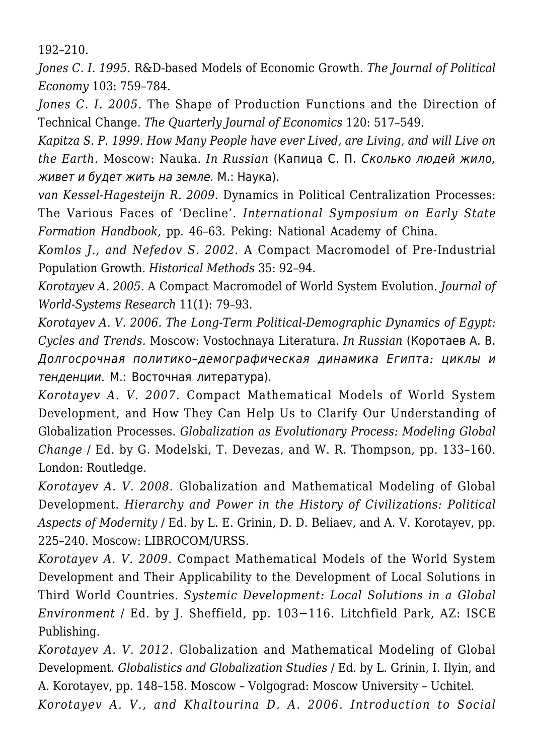192–210.

*Jones C. I. 1995.* R&D-based Models of Economic Growth. *The Journal of Political Economy* 103: 759–784.

*Jones C. I. 2005.* The Shape of Production Functions and the Direction of Technical Change. *The Quarterly Journal of Economics* 120: 517–549.

*Kapitza S. P. 1999. How Many People have ever Lived, are Living, and will Live on the Earth.* Moscow: Nauka. *In Russian* (Капица С. П. *Сколько людей жило, живет и будет жить на земле.* М.: Наука).

*van Kessel-Hagesteijn R. 2009.* Dynamics in Political Centralization Processes: The Various Faces of 'Decline'. *International Symposium on Early State Formation Handbook,* pp. 46–63. Peking: National Academy of China.

*Komlos J., and Nefedov S. 2002.* A Compact Macromodel of Pre-Industrial Population Growth. *Historical Methods* 35: 92–94.

*Korotayev A. 2005.* A Compact Macromodel of World System Evolution. *Journal of World-Systems Research* 11(1): 79–93.

*Korotayev A. V. 2006. The Long-Term Political-Demographic Dynamics of Egypt: Cycles and Trends.* Moscow: Vostochnaya Literatura. *In Russian* (Коротаев А. В. *Долгосрочная политико–демографическая динамика Египта: циклы и тенденции.* М.: Восточная литература).

*Korotayev A. V. 2007.* Compact Mathematical Models of World System Development, and How They Can Help Us to Clarify Our Understanding of Globalization Processes. *Globalization as Evolutionary Process: Modeling Global Change* / Ed. by G. Modelski, T. Devezas, and W. R. Thompson, pp. 133–160. London: Routledge.

*Korotayev A. V. 2008.* Globalization and Mathematical Modeling of Global Development. *Hierarchy and Power in the History of Civilizations: Political Aspects of Modernity* / Ed. by L. E. Grinin, D. D. Beliaev, and A. V. Korotayev, pp. 225–240. Moscow: LIBROCOM/URSS.

*Korotayev A. V. 2009.* Compact Mathematical Models of the World System Development and Their Applicability to the Development of Local Solutions in Third World Countries. *Systemic Development: Local Solutions in a Global Environment* / Ed. by J. Sheffield, pp. 103−116. Litchfield Park, AZ: ISCE Publishing.

*Korotayev A. V. 2012.* Globalization and Mathematical Modeling of Global Development. *Globalistics and Globalization Studies* / Ed. by L. Grinin, I. Ilyin, and A. Korotayev, pp. 148–158. Moscow – Volgograd: Moscow University – Uchitel.

*Korotayev A. V., and Khaltourina D. A. 2006. Introduction to Social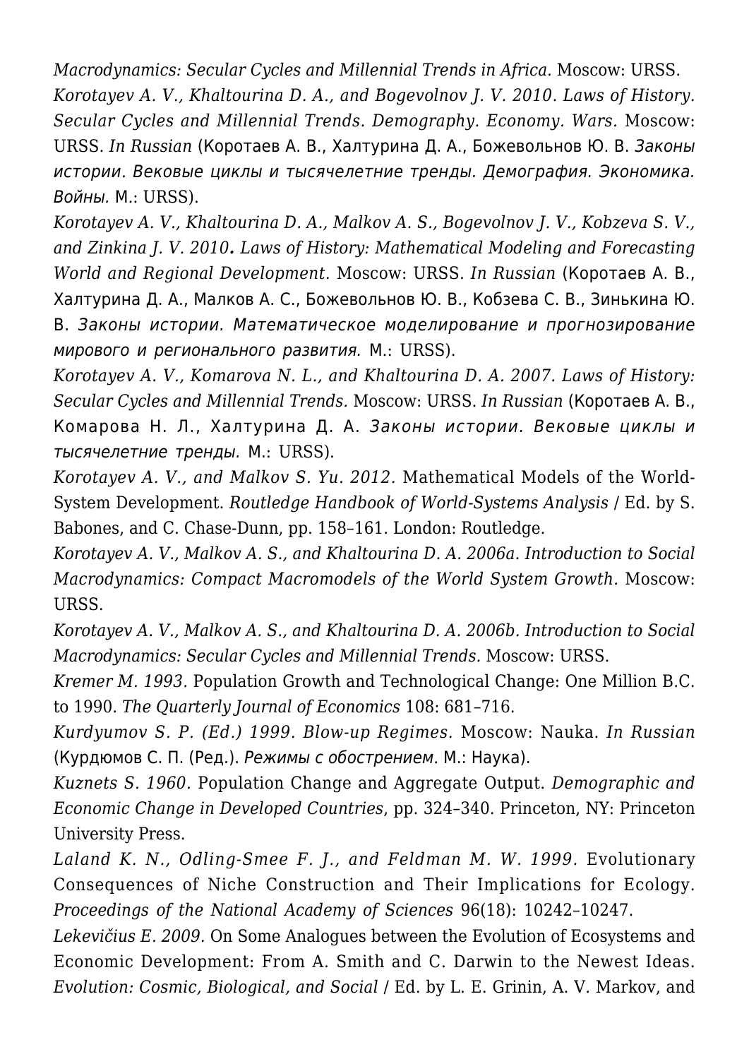*Macrodynamics: Secular Cycles and Millennial Trends in Africa.* Moscow: URSS.

*Korotayev A. V., Khaltourina D. A., and Bogevolnov J. V. 2010. Laws of History. Secular Cycles and Millennial Trends. Demography. Economy. Wars.* Moscow: URSS. *In Russian* (Коротаев А. В., Халтурина Д. А., Божевольнов Ю. В. *Законы истории. Вековые циклы и тысячелетние тренды. Демография. Экономика. Войны.* М.: URSS).

*Korotayev A. V., Khaltourina D. A., Malkov A. S., Bogevolnov J. V., Kobzeva S. V., and Zinkina J. V. 2010. Laws of History: Mathematical Modeling and Forecasting World and Regional Development.* Moscow: URSS. *In Russian* (Коротаев А. В., Халтурина Д. А., Малков А. С., Божевольнов Ю. В., Кобзева С. В., Зинькина Ю. В. *Законы истории. Математическое моделирование и прогнозирование мирового и регионального развития.* М.: URSS).

*Korotayev A. V., Komarova N. L., and Khaltourina D. A. 2007. Laws of History: Secular Cycles and Millennial Trends.* Moscow: URSS. *In Russian* (Коротаев А. В., Комарова Н. Л., Халтурина Д. А. *Законы истории. Вековые циклы и тысячелетние тренды.* М.: URSS).

*Korotayev A. V., and Malkov S. Yu. 2012.* Mathematical Models of the World-System Development. *Routledge Handbook of World-Systems Analysis* / Ed. by S. Babones, and C. Chase-Dunn, pp. 158–161. London: Routledge.

*Korotayev A. V., Malkov A. S., and Khaltourina D. A. 2006a. Introduction to Social Macrodynamics: Compact Macromodels of the World System Growth.* Moscow: URSS.

*Korotayev A. V., Malkov A. S., and Khaltourina D. A. 2006b. Introduction to Social Macrodynamics: Secular Cycles and Millennial Trends.* Moscow: URSS.

*Kremer M. 1993.* Population Growth and Technological Change: One Million B.C. to 1990. *The Quarterly Journal of Economics* 108: 681–716.

*Kurdyumov S. P. (Ed.) 1999. Blow-up Regimes.* Moscow: Nauka. *In Russian* (Курдюмов С. П. (Ред.). *Режимы с обострением.* М.: Наука).

*Kuznets S. 1960.* Population Change and Aggregate Output. *Demographic and Economic Change in Developed Countries*, pp. 324–340. Princeton, NY: Princeton University Press.

*Laland K. N., Odling-Smee F. J., and Feldman M. W. 1999.* Evolutionary Consequences of Niche Construction and Their Implications for Ecology. *Proceedings of the National Academy of Sciences* 96(18): 10242–10247.

*Lekevičius E. 2009.* On Some Analogues between the Evolution of Ecosystems and Economic Development: From A. Smith and C. Darwin to the Newest Ideas. *Evolution: Cosmic, Biological, and Social* / Ed. by L. E. Grinin, A. V. Markov, and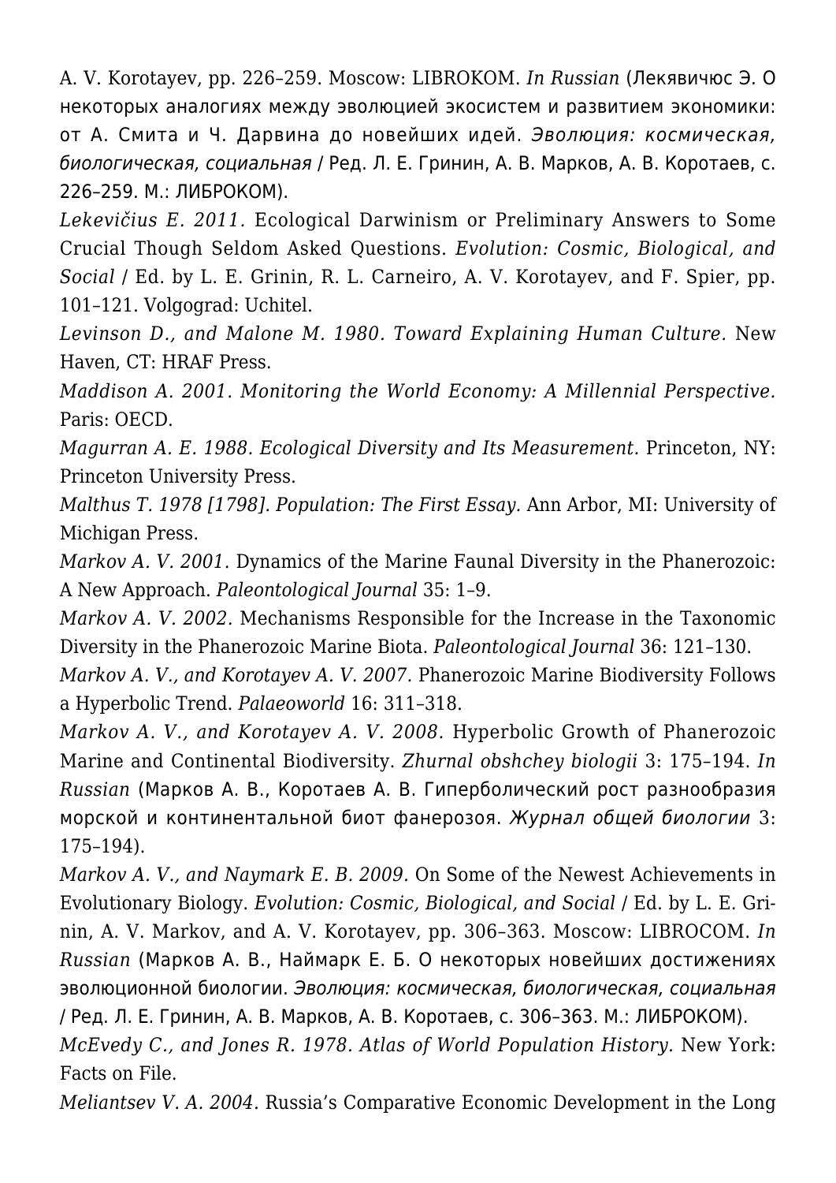A. V. Korotayev, pp. 226–259. Moscow: LIBROKOM. *In Russian* (Лекявичюс Э. О некоторых аналогиях между эволюцией экосистем и развитием экономики: от А. Смита и Ч. Дарвина до новейших идей. *Эволюция: космическая, биологическая, социальная* / Ред. Л. Е. Гринин, А. В. Марков, А. В. Коротаев, с. 226–259. М.: ЛИБРОКОМ).

*Lekevičius E. 2011.* Ecological Darwinism or Preliminary Answers to Some Crucial Though Seldom Asked Questions. *Evolution: Cosmic, Biological, and Social* / Ed. by L. E. Grinin, R. L. Carneiro, A. V. Korotayev, and F. Spier, pp. 101–121. Volgograd: Uchitel.

*Levinson D., and Malone M. 1980. Toward Explaining Human Culture.* New Haven, CT: HRAF Press.

*Maddison A. 2001. Monitoring the World Economy: A Millennial Perspective.* Paris: OECD.

*Magurran A. E. 1988. Ecological Diversity and Its Measurement.* Princeton, NY: Princeton University Press.

*Malthus T. 1978 [1798]. Population: The First Essay.* Ann Arbor, MI: University of Michigan Press.

*Markov A. V. 2001.* Dynamics of the Marine Faunal Diversity in the Phanerozoic: A New Approach. *Paleontological Journal* 35: 1–9.

*Markov A. V. 2002.* Mechanisms Responsible for the Increase in the Taxonomic Diversity in the Phanerozoic Marine Biota. *Paleontological Journal* 36: 121–130.

*Markov A. V., and Korotayev A. V. 2007.* Phanerozoic Marine Biodiversity Follows a Hyperbolic Trend. *Palaeoworld* 16: 311–318.

*Markov A. V., and Korotayev A. V. 2008.* Hyperbolic Growth of Phanerozoic Marine and Continental Biodiversity. *Zhurnal obshchey biologii* 3: 175–194. *In Russian* (Марков А. В., Коротаев А. В. Гиперболический рост разнообразия морской и континентальной биот фанерозоя. *Журнал общей биологии* 3: 175–194).

*Markov A. V., and Naymark E. B. 2009.* On Some of the Newest Achievements in Evolutionary Biology. *Evolution: Cosmic, Biological, and Social* / Ed. by L. E. Grinin, A. V. Markov, and A. V. Korotayev, pp. 306–363. Moscow: LIBROCOM. *In Russian* (Марков А. В., Наймарк Е. Б. О некоторых новейших достижениях эволюционной биологии. *Эволюция: космическая, биологическая, социальная* / Ред. Л. Е. Гринин, А. В. Марков, А. В. Коротаев, с. 306–363. М.: ЛИБРОКОМ).

*McEvedy C., and Jones R. 1978. Atlas of World Population History.* New York: Facts on File.

*Meliantsev V. A. 2004.* Russia's Comparative Economic Development in the Long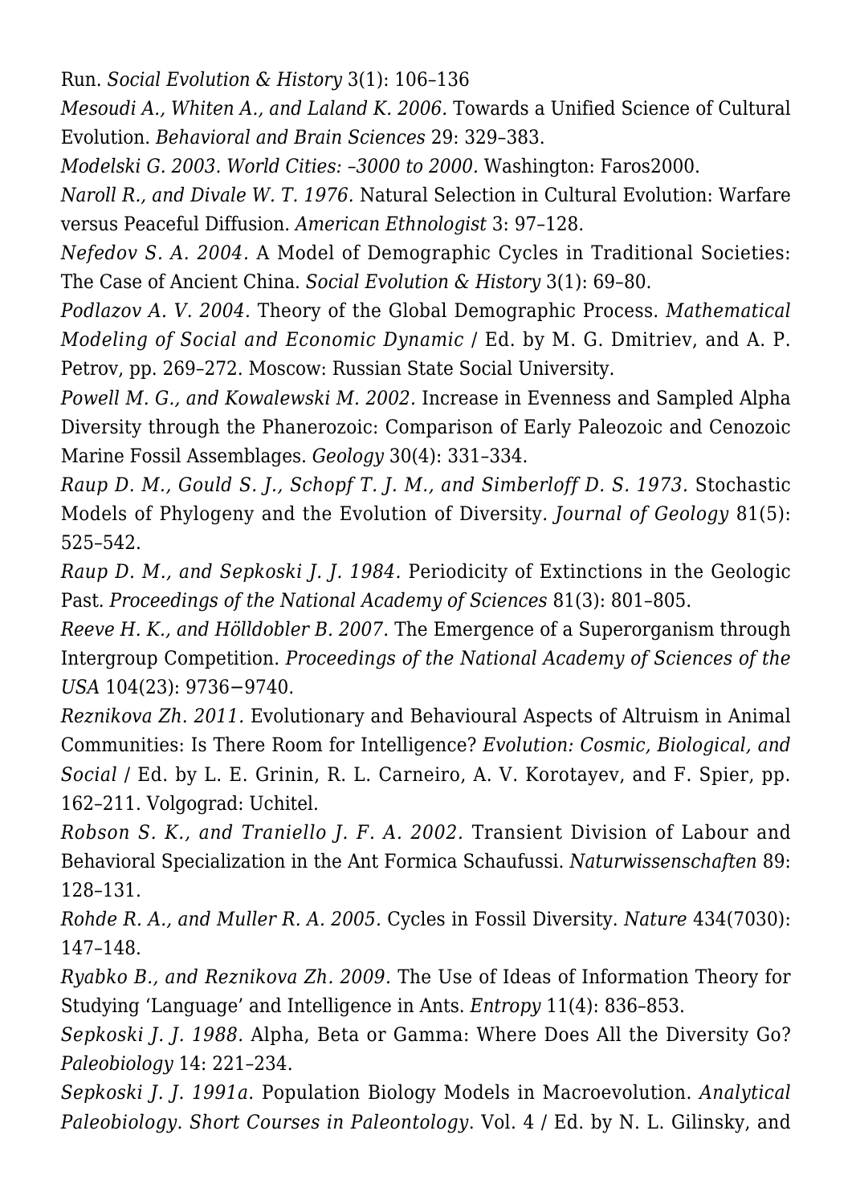Run. *Social Evolution & History* 3(1): 106–136

*Mesoudi A., Whiten A., and Laland K. 2006.* Towards a Unified Science of Cultural Evolution. *Behavioral and Brain Sciences* 29: 329–383.

*Modelski G. 2003. World Cities: –3000 to 2000.* Washington: Faros2000.

*Naroll R., and Divale W. T. 1976.* Natural Selection in Cultural Evolution: Warfare versus Peaceful Diffusion. *American Ethnologist* 3: 97–128.

*Nefedov S. A. 2004.* A Model of Demographic Cycles in Traditional Societies: The Case of Ancient China. *Social Evolution & History* 3(1): 69–80.

*Podlazov A. V. 2004.* Theory of the Global Demographic Process. *Mathematical Modeling of Social and Economic Dynamic* / Ed. by M. G. Dmitriev, and A. P. Petrov, pp. 269–272. Moscow: Russian State Social University.

*Powell M. G., and Kowalewski M. 2002.* Increase in Evenness and Sampled Alpha Diversity through the Phanerozoic: Comparison of Early Paleozoic and Cenozoic Marine Fossil Assemblages. *Geology* 30(4): 331–334.

*Raup D. M., Gould S. J., Schopf T. J. M., and Simberloff D. S. 1973.* Stochastic Models of Phylogeny and the Evolution of Diversity. *Journal of Geology* 81(5): 525–542.

*Raup D. M., and Sepkoski J. J. 1984.* Periodicity of Extinctions in the Geologic Past. *Proceedings of the National Academy of Sciences* 81(3): 801–805.

*Reeve H. K., and Hölldobler B. 2007.* The Emergence of a Superorganism through Intergroup Competition. *Proceedings of the National Academy of Sciences of the USA* 104(23): 9736−9740.

*Reznikova Zh. 2011.* Evolutionary and Behavioural Aspects of Altruism in Animal Communities: Is There Room for Intelligence? *Evolution: Cosmic, Biological, and Social* / Ed. by L. E. Grinin, R. L. Carneiro, A. V. Korotayev, and F. Spier, pp. 162–211. Volgograd: Uchitel.

*Robson S. K., and Traniello J. F. A. 2002.* Transient Division of Labour and Behavioral Specialization in the Ant Formica Schaufussi. *Naturwissenschaften* 89: 128–131.

*Rohde R. A., and Muller R. A. 2005.* Cycles in Fossil Diversity. *Nature* 434(7030): 147–148.

*Ryabko B., and Reznikova Zh. 2009.* The Use of Ideas of Information Theory for Studying 'Language' and Intelligence in Ants. *Entropy* 11(4): 836–853.

*Sepkoski J. J. 1988.* Alpha, Beta or Gamma: Where Does All the Diversity Go? *Paleobiology* 14: 221–234.

*Sepkoski J. J. 1991a.* Population Biology Models in Macroevolution. *Analytical Paleobiology. Short Courses in Paleontology.* Vol. 4 / Ed. by N. L. Gilinsky, and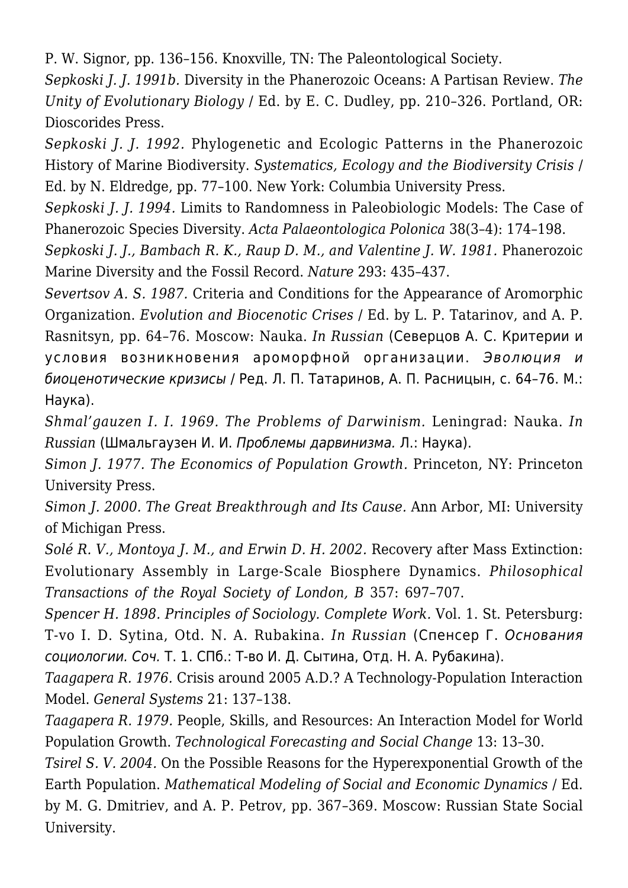P. W. Signor, pp. 136–156. Knoxville, TN: The Paleontological Society.

*Sepkoski J. J. 1991b.* Diversity in the Phanerozoic Oceans: A Partisan Review. *The Unity of Evolutionary Biology* / Ed. by E. C. Dudley, pp. 210–326. Portland, OR: Dioscorides Press.

*Sepkoski J. J. 1992.* Phylogenetic and Ecologic Patterns in the Phanerozoic History of Marine Biodiversity. *Systematics, Ecology and the Biodiversity Crisis* / Ed. by N. Eldredge, pp. 77–100. New York: Columbia University Press.

*Sepkoski J. J. 1994.* Limits to Randomness in Paleobiologic Models: The Case of Phanerozoic Species Diversity. *Acta Palaeontologica Polonica* 38(3–4): 174–198.

*Sepkoski J. J., Bambach R. K., Raup D. M., and Valentine J. W. 1981.* Phanerozoic Marine Diversity and the Fossil Record. *Nature* 293: 435–437.

*Severtsov A. S. 1987.* Criteria and Conditions for the Appearance of Aromorphic Organization. *Evolution and Biocenotic Crises* / Ed. by L. P. Tatarinov, and A. P. Rasnitsyn, pp. 64–76. Moscow: Nauka. *In Russian* (Северцов А. С. Критерии и условия возникновения ароморфной организации. *Эволюция и биоценотические кризисы* / Ред. Л. П. Татаринов, А. П. Расницын, с. 64–76. М.: Наука).

*Shmal'gauzen I. I. 1969. The Problems of Darwinism.* Leningrad: Nauka. *In Russian* (Шмальгаузен И. И. *Проблемы дарвинизма.* Л.: Наука).

*Simon J. 1977. The Economics of Population Growth.* Princeton, NY: Princeton University Press.

*Simon J. 2000. The Great Breakthrough and Its Cause.* Ann Arbor, MI: University of Michigan Press.

*Solé R. V., Montoya J. M., and Erwin D. H. 2002.* Recovery after Mass Extinction: Evolutionary Assembly in Large-Scale Biosphere Dynamics. *Philosophical Transactions of the Royal Society of London, B* 357: 697–707.

*Spencer H. 1898. Principles of Sociology. Complete Work.* Vol. 1. St. Petersburg: T-vo I. D. Sytina, Otd. N. A. Rubakina. *In Russian* (Спенсер Г. *Основания социологии. Соч.* Т. 1. СПб.: Т-во И. Д. Сытина, Отд. Н. А. Рубакина).

*Taagapera R. 1976.* Crisis around 2005 A.D.? A Technology-Population Interaction Model. *General Systems* 21: 137–138.

*Taagapera R. 1979.* People, Skills, and Resources: An Interaction Model for World Population Growth. *Technological Forecasting and Social Change* 13: 13–30.

*Tsirel S. V. 2004.* On the Possible Reasons for the Hyperexponential Growth of the Earth Population. *Mathematical Modeling of Social and Economic Dynamics* / Ed. by M. G. Dmitriev, and A. P. Petrov, pp. 367–369. Moscow: Russian State Social University.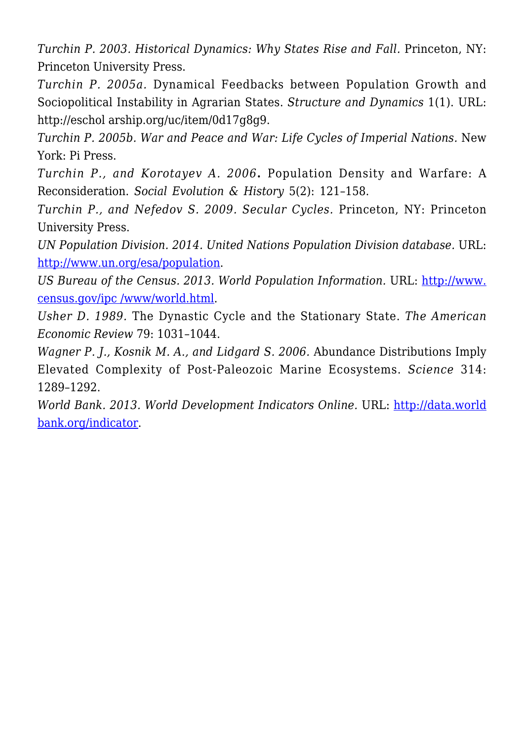*Turchin P. 2003. Historical Dynamics: Why States Rise and Fall.* Princeton, NY: Princeton University Press.

*Turchin P. 2005a.* Dynamical Feedbacks between Population Growth and Sociopolitical Instability in Agrarian States. *Structure and Dynamics* 1(1). URL: http://eschol arship.org/uc/item/0d17g8g9.

*Turchin P. 2005b. War and Peace and War: Life Cycles of Imperial Nations.* New York: Pi Press.

*Turchin P., and Korotayev A. 2006***.** Population Density and Warfare: A Reconsideration. *Social Evolution & History* 5(2): 121–158.

*Turchin P., and Nefedov S. 2009. Secular Cycles.* Princeton, NY: Princeton University Press.

*UN Population Division. 2014. United Nations Population Division database.* URL: http://www.un.org/esa/population.

*US Bureau of the Census. 2013. World Population Information.* URL: http://www.census.gov/ipc /www/world.html.

*Usher D. 1989.* The Dynastic Cycle and the Stationary State. *The American Economic Review* 79: 1031–1044.

*Wagner P. J., Kosnik M. A., and Lidgard S. 2006.* Abundance Distributions Imply Elevated Complexity of Post-Paleozoic Marine Ecosystems. *Science* 314: 1289–1292.

*World Bank. 2013. World Development Indicators Online.* URL: http://data.world bank.org/indicator.